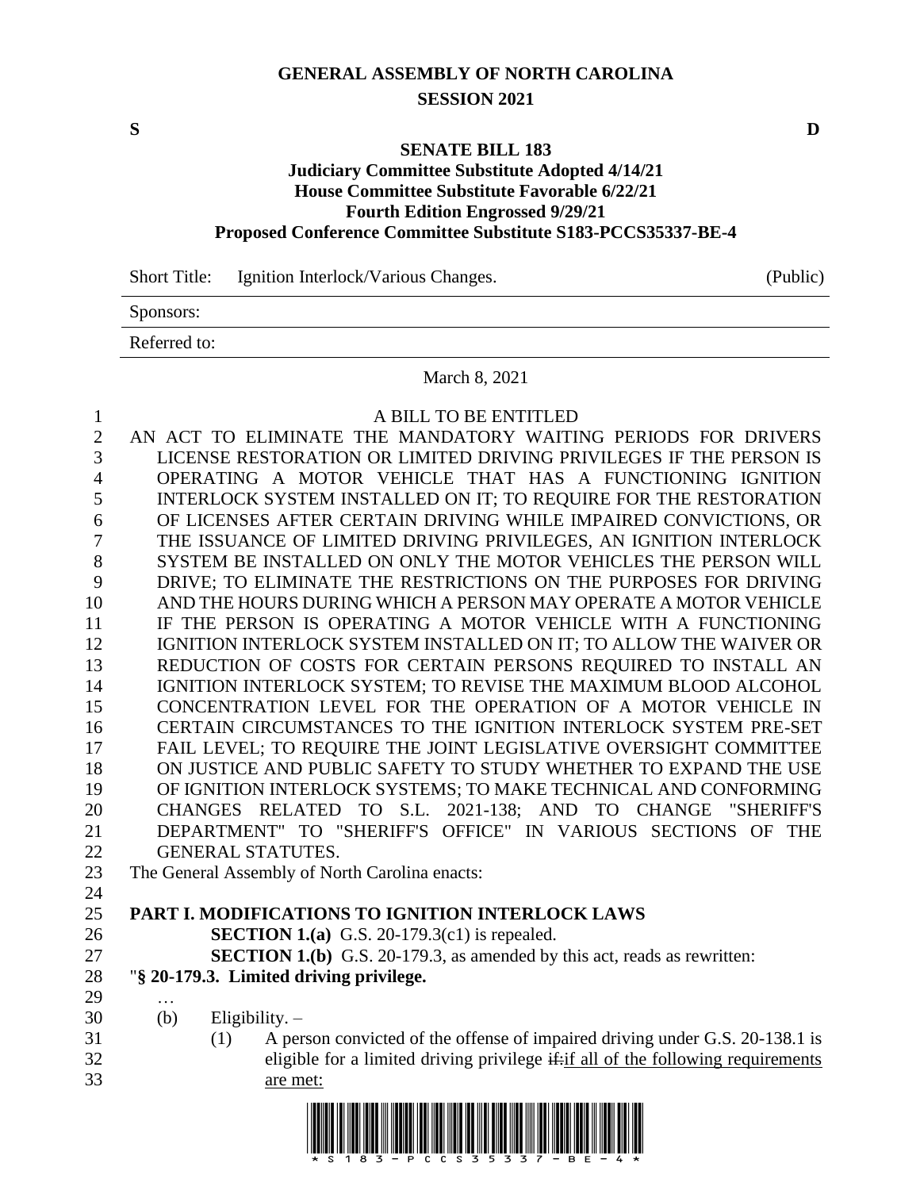# GENERAL ASSEMBLY OF NORTH CAROLINA
## SESSION 2021

**S** **D**

**SENATE BILL 183**
**Judiciary Committee Substitute Adopted 4/14/21**
**House Committee Substitute Favorable 6/22/21**
**Fourth Edition Engrossed 9/29/21**
**Proposed Conference Committee Substitute S183-PCCS35337-BE-4**

| Short Title: | Ignition Interlock/Various Changes. | (Public) |
|---|---|---|
| Sponsors: | | |
| Referred to: | | |

March 8, 2021

A BILL TO BE ENTITLED

AN ACT TO ELIMINATE THE MANDATORY WAITING PERIODS FOR DRIVERS LICENSE RESTORATION OR LIMITED DRIVING PRIVILEGES IF THE PERSON IS OPERATING A MOTOR VEHICLE THAT HAS A FUNCTIONING IGNITION INTERLOCK SYSTEM INSTALLED ON IT; TO REQUIRE FOR THE RESTORATION OF LICENSES AFTER CERTAIN DRIVING WHILE IMPAIRED CONVICTIONS, OR THE ISSUANCE OF LIMITED DRIVING PRIVILEGES, AN IGNITION INTERLOCK SYSTEM BE INSTALLED ON ONLY THE MOTOR VEHICLES THE PERSON WILL DRIVE; TO ELIMINATE THE RESTRICTIONS ON THE PURPOSES FOR DRIVING AND THE HOURS DURING WHICH A PERSON MAY OPERATE A MOTOR VEHICLE IF THE PERSON IS OPERATING A MOTOR VEHICLE WITH A FUNCTIONING IGNITION INTERLOCK SYSTEM INSTALLED ON IT; TO ALLOW THE WAIVER OR REDUCTION OF COSTS FOR CERTAIN PERSONS REQUIRED TO INSTALL AN IGNITION INTERLOCK SYSTEM; TO REVISE THE MAXIMUM BLOOD ALCOHOL CONCENTRATION LEVEL FOR THE OPERATION OF A MOTOR VEHICLE IN CERTAIN CIRCUMSTANCES TO THE IGNITION INTERLOCK SYSTEM PRE-SET FAIL LEVEL; TO REQUIRE THE JOINT LEGISLATIVE OVERSIGHT COMMITTEE ON JUSTICE AND PUBLIC SAFETY TO STUDY WHETHER TO EXPAND THE USE OF IGNITION INTERLOCK SYSTEMS; TO MAKE TECHNICAL AND CONFORMING CHANGES RELATED TO S.L. 2021-138; AND TO CHANGE "SHERIFF'S DEPARTMENT" TO "SHERIFF'S OFFICE" IN VARIOUS SECTIONS OF THE GENERAL STATUTES.

The General Assembly of North Carolina enacts:

**PART I. MODIFICATIONS TO IGNITION INTERLOCK LAWS**

**SECTION 1.(a)** G.S. 20-179.3(c1) is repealed.

**SECTION 1.(b)** G.S. 20-179.3, as amended by this act, reads as rewritten:

"**§ 20-179.3. Limited driving privilege.**

…

(b) Eligibility. –

(1) A person convicted of the offense of impaired driving under G.S. 20-138.1 is eligible for a limited driving privilege ~~if:~~if all of the following requirements are met: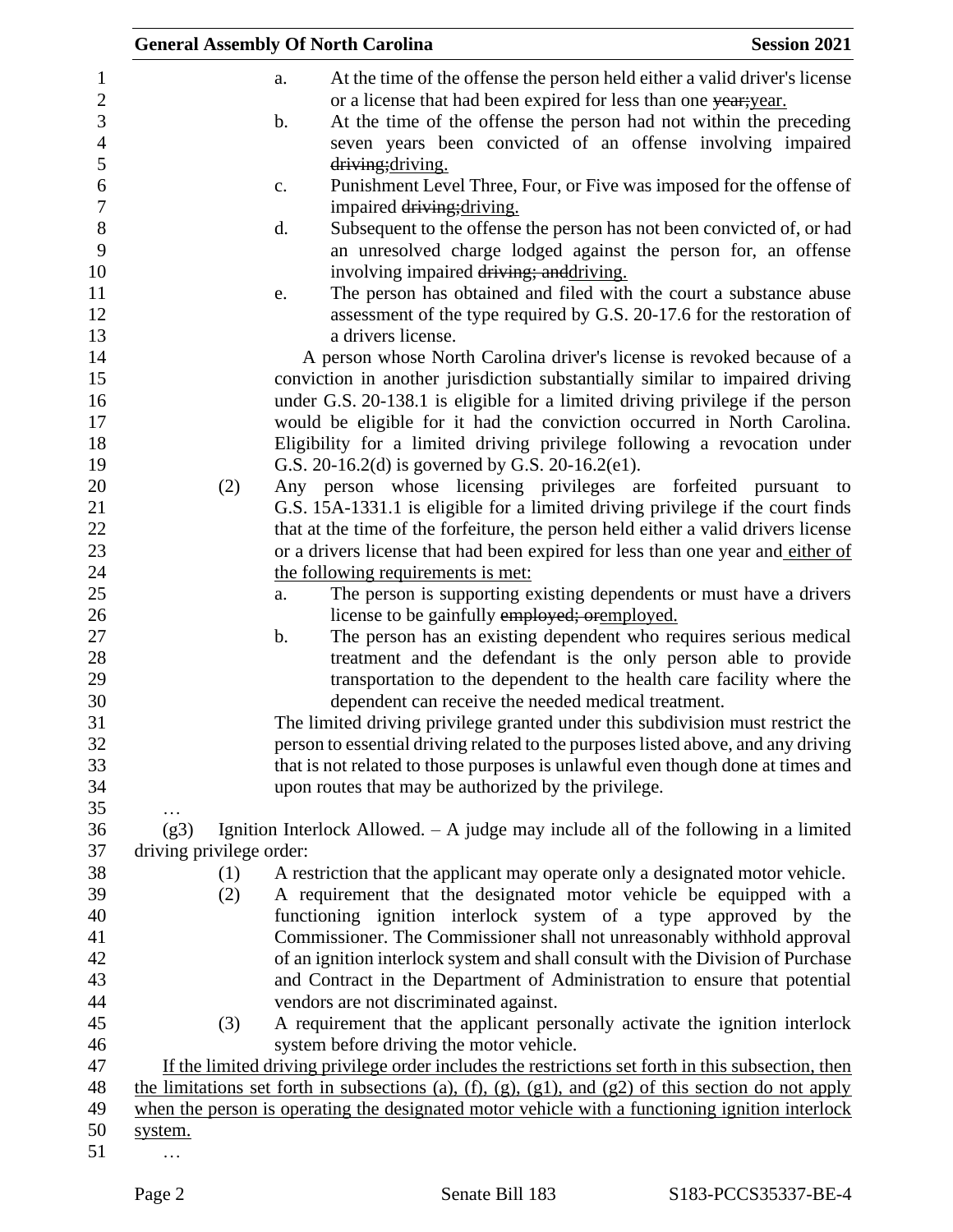a. At the time of the offense the person held either a valid driver's license or a license that had been expired for less than one ~~year;~~<u>year.</u>

b. At the time of the offense the person had not within the preceding seven years been convicted of an offense involving impaired ~~driving;~~<u>driving.</u>

c. Punishment Level Three, Four, or Five was imposed for the offense of impaired ~~driving;~~<u>driving.</u>

d. Subsequent to the offense the person has not been convicted of, or had an unresolved charge lodged against the person for, an offense involving impaired ~~driving; and~~<u>driving.</u>

e. The person has obtained and filed with the court a substance abuse assessment of the type required by G.S. 20-17.6 for the restoration of a drivers license.

A person whose North Carolina driver's license is revoked because of a conviction in another jurisdiction substantially similar to impaired driving under G.S. 20-138.1 is eligible for a limited driving privilege if the person would be eligible for it had the conviction occurred in North Carolina. Eligibility for a limited driving privilege following a revocation under G.S. 20-16.2(d) is governed by G.S. 20-16.2(e1).

(2) Any person whose licensing privileges are forfeited pursuant to G.S. 15A-1331.1 is eligible for a limited driving privilege if the court finds that at the time of the forfeiture, the person held either a valid drivers license or a drivers license that had been expired for less than one year and<u> either of the following requirements is met:</u>

a. The person is supporting existing dependents or must have a drivers license to be gainfully ~~employed; or~~<u>employed.</u>

b. The person has an existing dependent who requires serious medical treatment and the defendant is the only person able to provide transportation to the dependent to the health care facility where the dependent can receive the needed medical treatment.

The limited driving privilege granted under this subdivision must restrict the person to essential driving related to the purposes listed above, and any driving that is not related to those purposes is unlawful even though done at times and upon routes that may be authorized by the privilege.

…

(g3) Ignition Interlock Allowed. – A judge may include all of the following in a limited driving privilege order:

(1) A restriction that the applicant may operate only a designated motor vehicle.

(2) A requirement that the designated motor vehicle be equipped with a functioning ignition interlock system of a type approved by the Commissioner. The Commissioner shall not unreasonably withhold approval of an ignition interlock system and shall consult with the Division of Purchase and Contract in the Department of Administration to ensure that potential vendors are not discriminated against.

(3) A requirement that the applicant personally activate the ignition interlock system before driving the motor vehicle.

<u>If the limited driving privilege order includes the restrictions set forth in this subsection, then the limitations set forth in subsections (a), (f), (g), (g1), and (g2) of this section do not apply when the person is operating the designated motor vehicle with a functioning ignition interlock system.</u>

…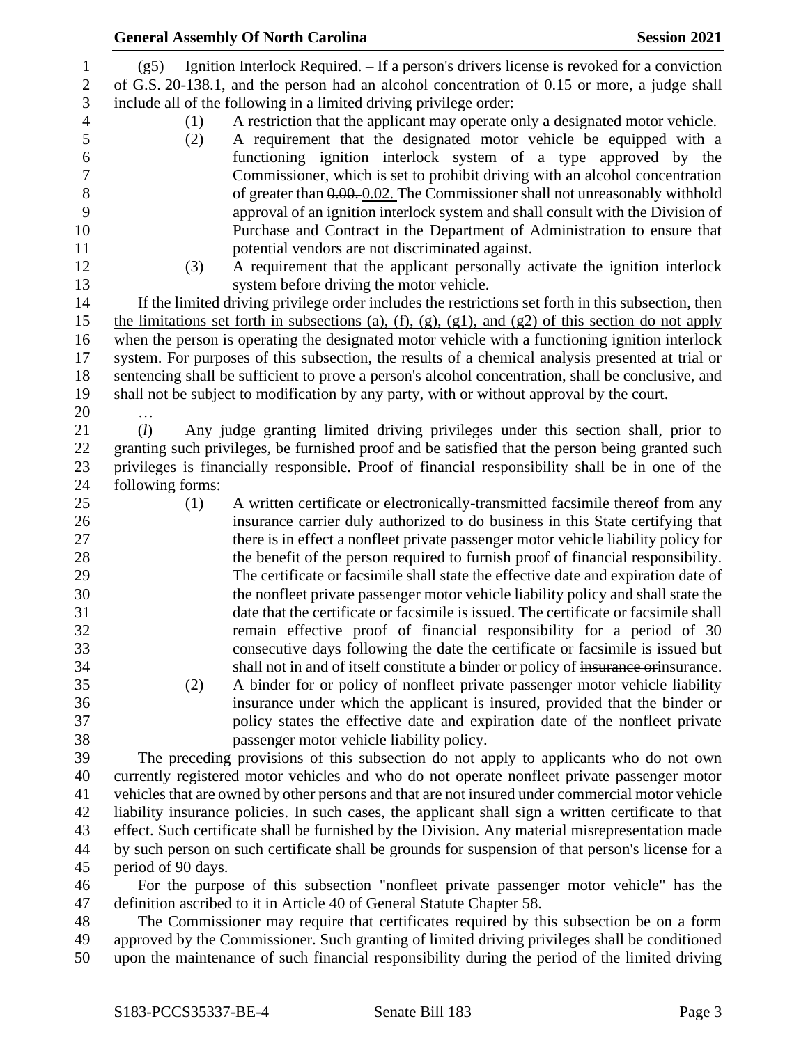(g5) Ignition Interlock Required. – If a person's drivers license is revoked for a conviction of G.S. 20-138.1, and the person had an alcohol concentration of 0.15 or more, a judge shall include all of the following in a limited driving privilege order:

(1) A restriction that the applicant may operate only a designated motor vehicle.

(2) A requirement that the designated motor vehicle be equipped with a functioning ignition interlock system of a type approved by the Commissioner, which is set to prohibit driving with an alcohol concentration of greater than ~~0.00.~~ 0.02. The Commissioner shall not unreasonably withhold approval of an ignition interlock system and shall consult with the Division of Purchase and Contract in the Department of Administration to ensure that potential vendors are not discriminated against.

(3) A requirement that the applicant personally activate the ignition interlock system before driving the motor vehicle.

If the limited driving privilege order includes the restrictions set forth in this subsection, then the limitations set forth in subsections (a), (f), (g), (g1), and (g2) of this section do not apply when the person is operating the designated motor vehicle with a functioning ignition interlock system. For purposes of this subsection, the results of a chemical analysis presented at trial or sentencing shall be sufficient to prove a person's alcohol concentration, shall be conclusive, and shall not be subject to modification by any party, with or without approval by the court.

…

(*l*) Any judge granting limited driving privileges under this section shall, prior to granting such privileges, be furnished proof and be satisfied that the person being granted such privileges is financially responsible. Proof of financial responsibility shall be in one of the following forms:

(1) A written certificate or electronically-transmitted facsimile thereof from any insurance carrier duly authorized to do business in this State certifying that there is in effect a nonfleet private passenger motor vehicle liability policy for the benefit of the person required to furnish proof of financial responsibility. The certificate or facsimile shall state the effective date and expiration date of the nonfleet private passenger motor vehicle liability policy and shall state the date that the certificate or facsimile is issued. The certificate or facsimile shall remain effective proof of financial responsibility for a period of 30 consecutive days following the date the certificate or facsimile is issued but shall not in and of itself constitute a binder or policy of ~~insurance or~~insurance.

(2) A binder for or policy of nonfleet private passenger motor vehicle liability insurance under which the applicant is insured, provided that the binder or policy states the effective date and expiration date of the nonfleet private passenger motor vehicle liability policy.

The preceding provisions of this subsection do not apply to applicants who do not own currently registered motor vehicles and who do not operate nonfleet private passenger motor vehicles that are owned by other persons and that are not insured under commercial motor vehicle liability insurance policies. In such cases, the applicant shall sign a written certificate to that effect. Such certificate shall be furnished by the Division. Any material misrepresentation made by such person on such certificate shall be grounds for suspension of that person's license for a period of 90 days.

For the purpose of this subsection "nonfleet private passenger motor vehicle" has the definition ascribed to it in Article 40 of General Statute Chapter 58.

The Commissioner may require that certificates required by this subsection be on a form approved by the Commissioner. Such granting of limited driving privileges shall be conditioned upon the maintenance of such financial responsibility during the period of the limited driving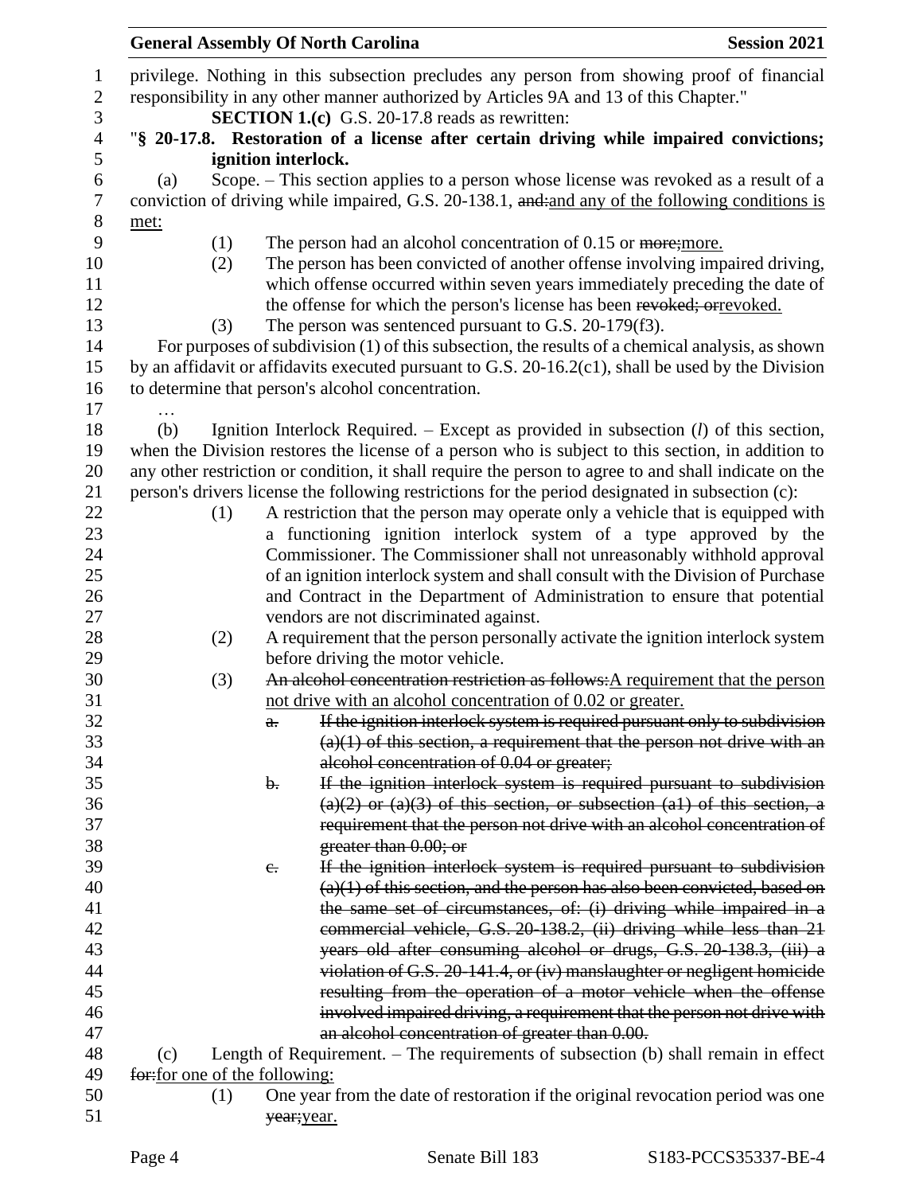privilege. Nothing in this subsection precludes any person from showing proof of financial responsibility in any other manner authorized by Articles 9A and 13 of this Chapter."

**SECTION 1.(c)** G.S. 20-17.8 reads as rewritten:

"**§ 20-17.8. Restoration of a license after certain driving while impaired convictions; ignition interlock.**

(a) Scope. – This section applies to a person whose license was revoked as a result of a conviction of driving while impaired, G.S. 20-138.1, ~~and:~~and any of the following conditions is met:

(1) The person had an alcohol concentration of 0.15 or ~~more;~~more.

(2) The person has been convicted of another offense involving impaired driving, which offense occurred within seven years immediately preceding the date of the offense for which the person's license has been ~~revoked; or~~revoked.

(3) The person was sentenced pursuant to G.S. 20-179(f3).

For purposes of subdivision (1) of this subsection, the results of a chemical analysis, as shown by an affidavit or affidavits executed pursuant to G.S. 20-16.2(c1), shall be used by the Division to determine that person's alcohol concentration.

…

(b) Ignition Interlock Required. – Except as provided in subsection (*l*) of this section, when the Division restores the license of a person who is subject to this section, in addition to any other restriction or condition, it shall require the person to agree to and shall indicate on the person's drivers license the following restrictions for the period designated in subsection (c):

(1) A restriction that the person may operate only a vehicle that is equipped with a functioning ignition interlock system of a type approved by the Commissioner. The Commissioner shall not unreasonably withhold approval of an ignition interlock system and shall consult with the Division of Purchase and Contract in the Department of Administration to ensure that potential vendors are not discriminated against.

(2) A requirement that the person personally activate the ignition interlock system before driving the motor vehicle.

(3) ~~An alcohol concentration restriction as follows:~~A requirement that the person not drive with an alcohol concentration of 0.02 or greater.

~~a. If the ignition interlock system is required pursuant only to subdivision (a)(1) of this section, a requirement that the person not drive with an alcohol concentration of 0.04 or greater;~~

~~b. If the ignition interlock system is required pursuant to subdivision (a)(2) or (a)(3) of this section, or subsection (a1) of this section, a requirement that the person not drive with an alcohol concentration of greater than 0.00; or~~

~~c. If the ignition interlock system is required pursuant to subdivision (a)(1) of this section, and the person has also been convicted, based on the same set of circumstances, of: (i) driving while impaired in a commercial vehicle, G.S. 20-138.2, (ii) driving while less than 21 years old after consuming alcohol or drugs, G.S. 20-138.3, (iii) a violation of G.S. 20-141.4, or (iv) manslaughter or negligent homicide resulting from the operation of a motor vehicle when the offense involved impaired driving, a requirement that the person not drive with an alcohol concentration of greater than 0.00.~~

(c) Length of Requirement. – The requirements of subsection (b) shall remain in effect ~~for:~~for one of the following:

(1) One year from the date of restoration if the original revocation period was one ~~year;~~year.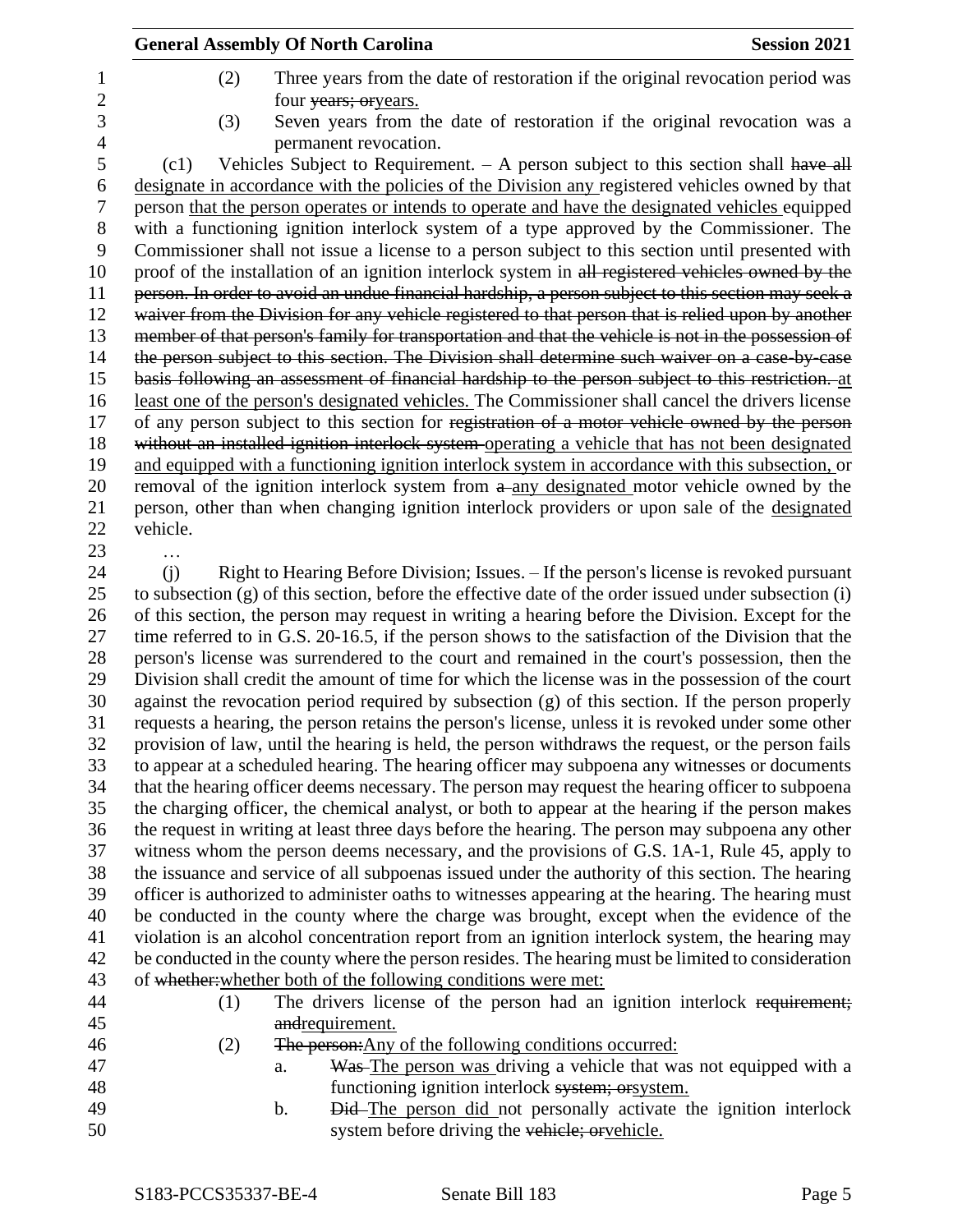(2) Three years from the date of restoration if the original revocation period was four ~~years; or~~years.

(3) Seven years from the date of restoration if the original revocation was a permanent revocation.

(c1) Vehicles Subject to Requirement. – A person subject to this section shall ~~have all~~ designate in accordance with the policies of the Division any registered vehicles owned by that person that the person operates or intends to operate and have the designated vehicles equipped with a functioning ignition interlock system of a type approved by the Commissioner. The Commissioner shall not issue a license to a person subject to this section until presented with proof of the installation of an ignition interlock system in ~~all registered vehicles owned by the person. In order to avoid an undue financial hardship, a person subject to this section may seek a waiver from the Division for any vehicle registered to that person that is relied upon by another member of that person's family for transportation and that the vehicle is not in the possession of the person subject to this section. The Division shall determine such waiver on a case-by-case basis following an assessment of financial hardship to the person subject to this restriction.~~ at least one of the person's designated vehicles. The Commissioner shall cancel the drivers license of any person subject to this section for ~~registration of a motor vehicle owned by the person without an installed ignition interlock system~~ operating a vehicle that has not been designated and equipped with a functioning ignition interlock system in accordance with this subsection, or removal of the ignition interlock system from ~~a~~ any designated motor vehicle owned by the person, other than when changing ignition interlock providers or upon sale of the designated vehicle.

…

(j) Right to Hearing Before Division; Issues. – If the person's license is revoked pursuant to subsection (g) of this section, before the effective date of the order issued under subsection (i) of this section, the person may request in writing a hearing before the Division. Except for the time referred to in G.S. 20-16.5, if the person shows to the satisfaction of the Division that the person's license was surrendered to the court and remained in the court's possession, then the Division shall credit the amount of time for which the license was in the possession of the court against the revocation period required by subsection (g) of this section. If the person properly requests a hearing, the person retains the person's license, unless it is revoked under some other provision of law, until the hearing is held, the person withdraws the request, or the person fails to appear at a scheduled hearing. The hearing officer may subpoena any witnesses or documents that the hearing officer deems necessary. The person may request the hearing officer to subpoena the charging officer, the chemical analyst, or both to appear at the hearing if the person makes the request in writing at least three days before the hearing. The person may subpoena any other witness whom the person deems necessary, and the provisions of G.S. 1A-1, Rule 45, apply to the issuance and service of all subpoenas issued under the authority of this section. The hearing officer is authorized to administer oaths to witnesses appearing at the hearing. The hearing must be conducted in the county where the charge was brought, except when the evidence of the violation is an alcohol concentration report from an ignition interlock system, the hearing may be conducted in the county where the person resides. The hearing must be limited to consideration of ~~whether:~~whether both of the following conditions were met:

(1) The drivers license of the person had an ignition interlock ~~requirement; and~~requirement.

(2) ~~The person:~~Any of the following conditions occurred:

a. ~~Was~~ The person was driving a vehicle that was not equipped with a functioning ignition interlock ~~system; or~~system.

b. ~~Did~~ The person did not personally activate the ignition interlock system before driving the ~~vehicle; or~~vehicle.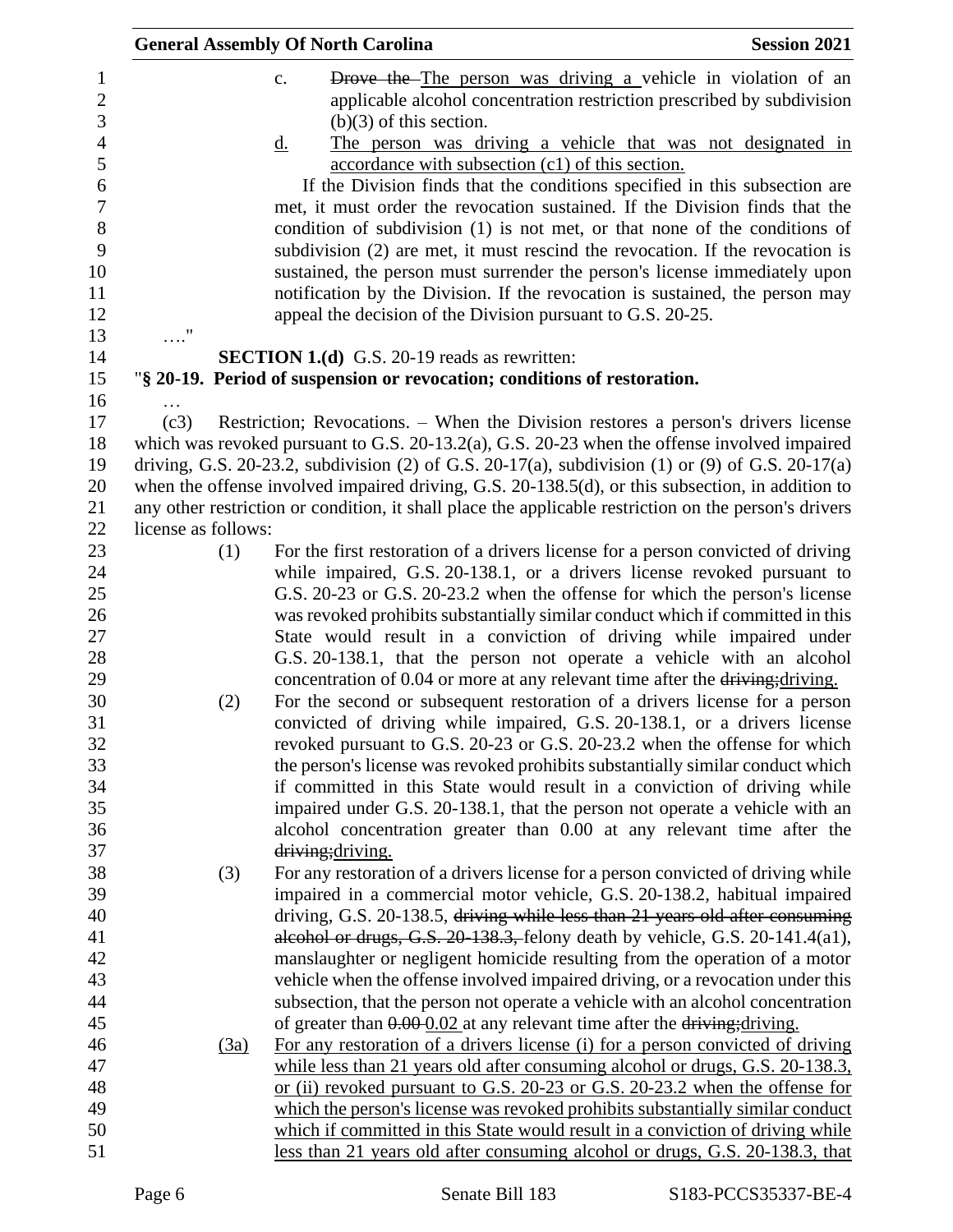c. ~~Drove the~~ The person was driving a vehicle in violation of an applicable alcohol concentration restriction prescribed by subdivision (b)(3) of this section.

<u>d. The person was driving a vehicle that was not designated in accordance with subsection (c1) of this section.</u>

If the Division finds that the conditions specified in this subsection are met, it must order the revocation sustained. If the Division finds that the condition of subdivision (1) is not met, or that none of the conditions of subdivision (2) are met, it must rescind the revocation. If the revocation is sustained, the person must surrender the person's license immediately upon notification by the Division. If the revocation is sustained, the person may appeal the decision of the Division pursuant to G.S. 20-25.

…."

**SECTION 1.(d)** G.S. 20-19 reads as rewritten:

"**§ 20-19. Period of suspension or revocation; conditions of restoration.**

…

(c3) Restriction; Revocations. – When the Division restores a person's drivers license which was revoked pursuant to G.S. 20-13.2(a), G.S. 20-23 when the offense involved impaired driving, G.S. 20-23.2, subdivision (2) of G.S. 20-17(a), subdivision (1) or (9) of G.S. 20-17(a) when the offense involved impaired driving, G.S. 20-138.5(d), or this subsection, in addition to any other restriction or condition, it shall place the applicable restriction on the person's drivers license as follows:

(1) For the first restoration of a drivers license for a person convicted of driving while impaired, G.S. 20-138.1, or a drivers license revoked pursuant to G.S. 20-23 or G.S. 20-23.2 when the offense for which the person's license was revoked prohibits substantially similar conduct which if committed in this State would result in a conviction of driving while impaired under G.S. 20-138.1, that the person not operate a vehicle with an alcohol concentration of 0.04 or more at any relevant time after the ~~driving;~~<u>driving.</u>

(2) For the second or subsequent restoration of a drivers license for a person convicted of driving while impaired, G.S. 20-138.1, or a drivers license revoked pursuant to G.S. 20-23 or G.S. 20-23.2 when the offense for which the person's license was revoked prohibits substantially similar conduct which if committed in this State would result in a conviction of driving while impaired under G.S. 20-138.1, that the person not operate a vehicle with an alcohol concentration greater than 0.00 at any relevant time after the ~~driving;~~<u>driving.</u>

(3) For any restoration of a drivers license for a person convicted of driving while impaired in a commercial motor vehicle, G.S. 20-138.2, habitual impaired driving, G.S. 20-138.5, ~~driving while less than 21 years old after consuming alcohol or drugs, G.S. 20-138.3,~~ felony death by vehicle, G.S. 20-141.4(a1), manslaughter or negligent homicide resulting from the operation of a motor vehicle when the offense involved impaired driving, or a revocation under this subsection, that the person not operate a vehicle with an alcohol concentration of greater than ~~0.00~~ <u>0.02</u> at any relevant time after the ~~driving;~~<u>driving.</u>

<u>(3a) For any restoration of a drivers license (i) for a person convicted of driving while less than 21 years old after consuming alcohol or drugs, G.S. 20-138.3, or (ii) revoked pursuant to G.S. 20-23 or G.S. 20-23.2 when the offense for which the person's license was revoked prohibits substantially similar conduct which if committed in this State would result in a conviction of driving while less than 21 years old after consuming alcohol or drugs, G.S. 20-138.3, that</u>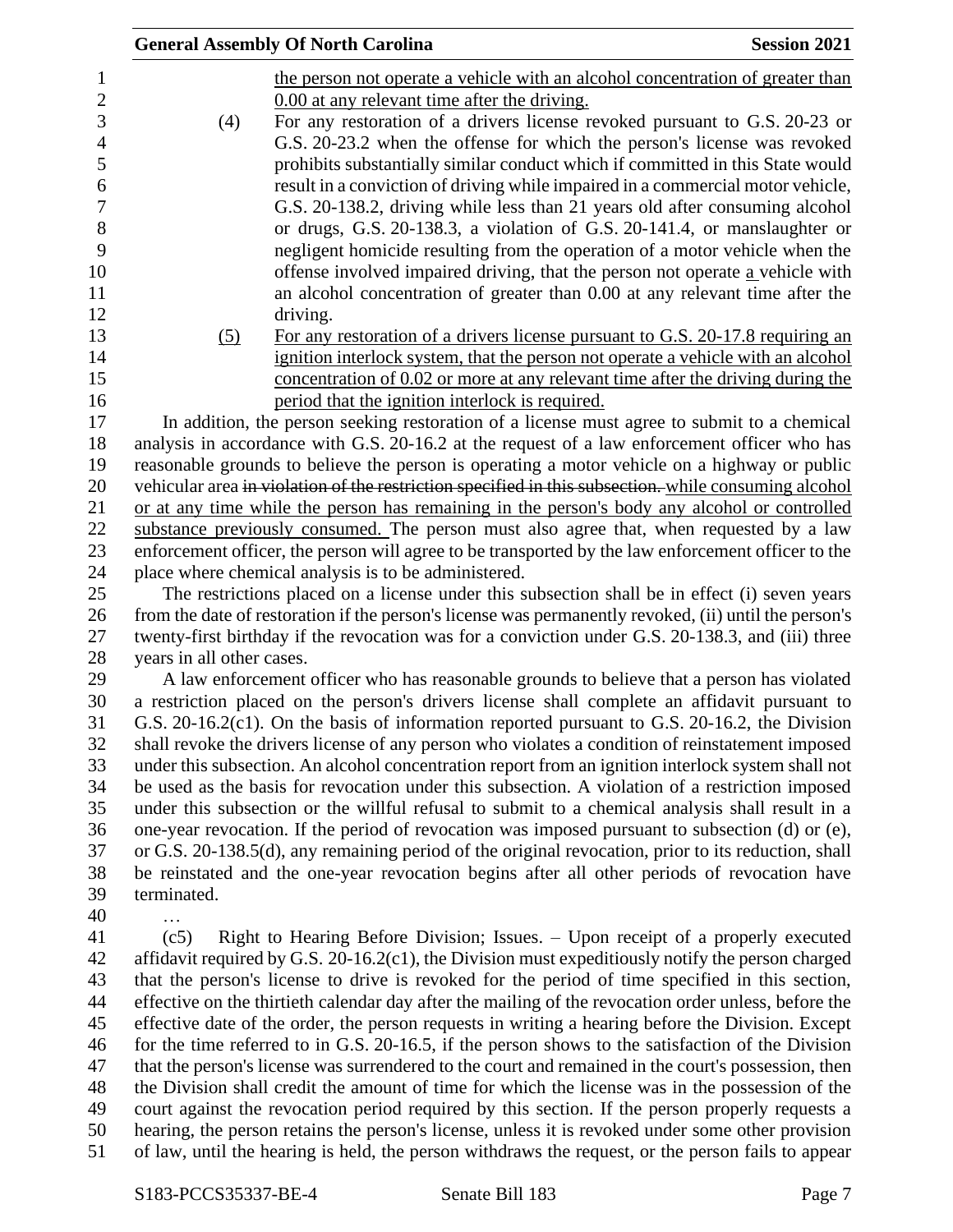the person not operate a vehicle with an alcohol concentration of greater than 0.00 at any relevant time after the driving.

(4) For any restoration of a drivers license revoked pursuant to G.S. 20-23 or G.S. 20-23.2 when the offense for which the person's license was revoked prohibits substantially similar conduct which if committed in this State would result in a conviction of driving while impaired in a commercial motor vehicle, G.S. 20-138.2, driving while less than 21 years old after consuming alcohol or drugs, G.S. 20-138.3, a violation of G.S. 20-141.4, or manslaughter or negligent homicide resulting from the operation of a motor vehicle when the offense involved impaired driving, that the person not operate a vehicle with an alcohol concentration of greater than 0.00 at any relevant time after the driving.

(5) For any restoration of a drivers license pursuant to G.S. 20-17.8 requiring an ignition interlock system, that the person not operate a vehicle with an alcohol concentration of 0.02 or more at any relevant time after the driving during the period that the ignition interlock is required.

In addition, the person seeking restoration of a license must agree to submit to a chemical analysis in accordance with G.S. 20-16.2 at the request of a law enforcement officer who has reasonable grounds to believe the person is operating a motor vehicle on a highway or public vehicular area ~~in violation of the restriction specified in this subsection.~~ while consuming alcohol or at any time while the person has remaining in the person's body any alcohol or controlled substance previously consumed. The person must also agree that, when requested by a law enforcement officer, the person will agree to be transported by the law enforcement officer to the place where chemical analysis is to be administered.

The restrictions placed on a license under this subsection shall be in effect (i) seven years from the date of restoration if the person's license was permanently revoked, (ii) until the person's twenty-first birthday if the revocation was for a conviction under G.S. 20-138.3, and (iii) three years in all other cases.

A law enforcement officer who has reasonable grounds to believe that a person has violated a restriction placed on the person's drivers license shall complete an affidavit pursuant to G.S. 20-16.2(c1). On the basis of information reported pursuant to G.S. 20-16.2, the Division shall revoke the drivers license of any person who violates a condition of reinstatement imposed under this subsection. An alcohol concentration report from an ignition interlock system shall not be used as the basis for revocation under this subsection. A violation of a restriction imposed under this subsection or the willful refusal to submit to a chemical analysis shall result in a one-year revocation. If the period of revocation was imposed pursuant to subsection (d) or (e), or G.S. 20-138.5(d), any remaining period of the original revocation, prior to its reduction, shall be reinstated and the one-year revocation begins after all other periods of revocation have terminated.

…

(c5) Right to Hearing Before Division; Issues. – Upon receipt of a properly executed affidavit required by G.S. 20-16.2(c1), the Division must expeditiously notify the person charged that the person's license to drive is revoked for the period of time specified in this section, effective on the thirtieth calendar day after the mailing of the revocation order unless, before the effective date of the order, the person requests in writing a hearing before the Division. Except for the time referred to in G.S. 20-16.5, if the person shows to the satisfaction of the Division that the person's license was surrendered to the court and remained in the court's possession, then the Division shall credit the amount of time for which the license was in the possession of the court against the revocation period required by this section. If the person properly requests a hearing, the person retains the person's license, unless it is revoked under some other provision of law, until the hearing is held, the person withdraws the request, or the person fails to appear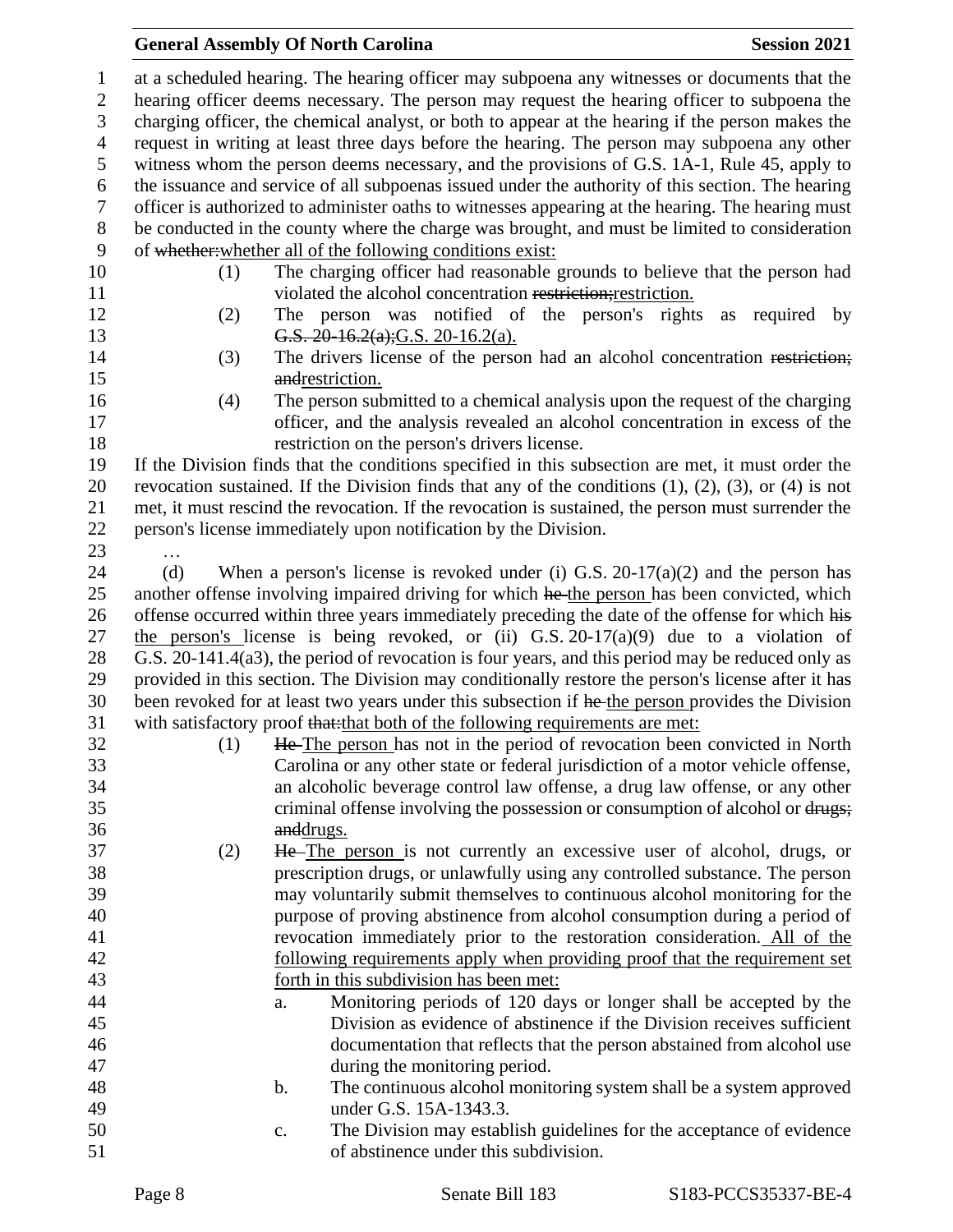at a scheduled hearing. The hearing officer may subpoena any witnesses or documents that the hearing officer deems necessary. The person may request the hearing officer to subpoena the charging officer, the chemical analyst, or both to appear at the hearing if the person makes the request in writing at least three days before the hearing. The person may subpoena any other witness whom the person deems necessary, and the provisions of G.S. 1A-1, Rule 45, apply to the issuance and service of all subpoenas issued under the authority of this section. The hearing officer is authorized to administer oaths to witnesses appearing at the hearing. The hearing must be conducted in the county where the charge was brought, and must be limited to consideration of ~~whether:~~whether all of the following conditions exist:

(1) The charging officer had reasonable grounds to believe that the person had violated the alcohol concentration ~~restriction;~~restriction.

(2) The person was notified of the person's rights as required by ~~G.S. 20-16.2(a);~~G.S. 20-16.2(a).

(3) The drivers license of the person had an alcohol concentration ~~restriction; and~~restriction.

(4) The person submitted to a chemical analysis upon the request of the charging officer, and the analysis revealed an alcohol concentration in excess of the restriction on the person's drivers license.

If the Division finds that the conditions specified in this subsection are met, it must order the revocation sustained. If the Division finds that any of the conditions (1), (2), (3), or (4) is not met, it must rescind the revocation. If the revocation is sustained, the person must surrender the person's license immediately upon notification by the Division.

…

(d) When a person's license is revoked under (i) G.S. 20-17(a)(2) and the person has another offense involving impaired driving for which ~~he~~ the person has been convicted, which offense occurred within three years immediately preceding the date of the offense for which ~~his~~ the person's license is being revoked, or (ii) G.S. 20-17(a)(9) due to a violation of G.S. 20-141.4(a3), the period of revocation is four years, and this period may be reduced only as provided in this section. The Division may conditionally restore the person's license after it has been revoked for at least two years under this subsection if ~~he~~ the person provides the Division with satisfactory proof ~~that:~~that both of the following requirements are met:

(1) ~~He~~ The person has not in the period of revocation been convicted in North Carolina or any other state or federal jurisdiction of a motor vehicle offense, an alcoholic beverage control law offense, a drug law offense, or any other criminal offense involving the possession or consumption of alcohol or ~~drugs; and~~drugs.

(2) ~~He~~ The person is not currently an excessive user of alcohol, drugs, or prescription drugs, or unlawfully using any controlled substance. The person may voluntarily submit themselves to continuous alcohol monitoring for the purpose of proving abstinence from alcohol consumption during a period of revocation immediately prior to the restoration consideration. All of the following requirements apply when providing proof that the requirement set forth in this subdivision has been met:

a. Monitoring periods of 120 days or longer shall be accepted by the Division as evidence of abstinence if the Division receives sufficient documentation that reflects that the person abstained from alcohol use during the monitoring period.

b. The continuous alcohol monitoring system shall be a system approved under G.S. 15A-1343.3.

c. The Division may establish guidelines for the acceptance of evidence of abstinence under this subdivision.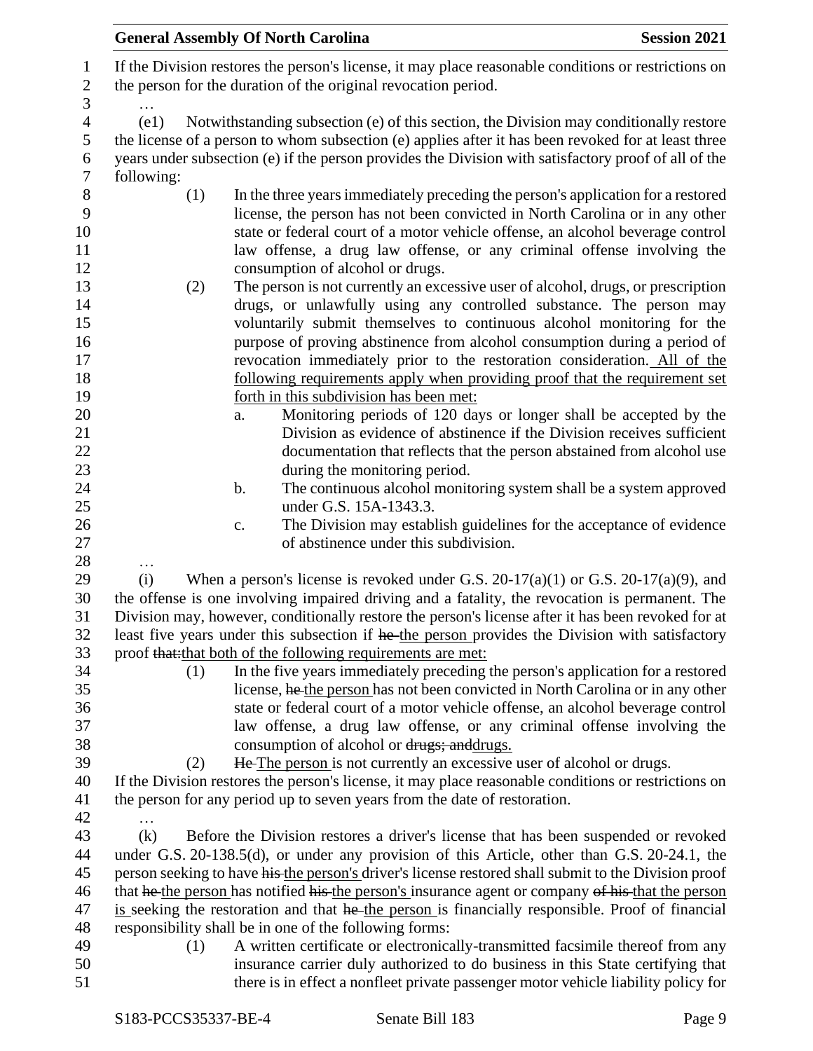If the Division restores the person's license, it may place reasonable conditions or restrictions on the person for the duration of the original revocation period.

…

(e1) Notwithstanding subsection (e) of this section, the Division may conditionally restore the license of a person to whom subsection (e) applies after it has been revoked for at least three years under subsection (e) if the person provides the Division with satisfactory proof of all of the following:

(1) In the three years immediately preceding the person's application for a restored license, the person has not been convicted in North Carolina or in any other state or federal court of a motor vehicle offense, an alcohol beverage control law offense, a drug law offense, or any criminal offense involving the consumption of alcohol or drugs.

(2) The person is not currently an excessive user of alcohol, drugs, or prescription drugs, or unlawfully using any controlled substance. The person may voluntarily submit themselves to continuous alcohol monitoring for the purpose of proving abstinence from alcohol consumption during a period of revocation immediately prior to the restoration consideration. All of the following requirements apply when providing proof that the requirement set forth in this subdivision has been met:

a. Monitoring periods of 120 days or longer shall be accepted by the Division as evidence of abstinence if the Division receives sufficient documentation that reflects that the person abstained from alcohol use during the monitoring period.

b. The continuous alcohol monitoring system shall be a system approved under G.S. 15A-1343.3.

c. The Division may establish guidelines for the acceptance of evidence of abstinence under this subdivision.

…

(i) When a person's license is revoked under G.S. 20-17(a)(1) or G.S. 20-17(a)(9), and the offense is one involving impaired driving and a fatality, the revocation is permanent. The Division may, however, conditionally restore the person's license after it has been revoked for at least five years under this subsection if ~~he~~ the person provides the Division with satisfactory proof ~~that:~~that both of the following requirements are met:

(1) In the five years immediately preceding the person's application for a restored license, ~~he~~ the person has not been convicted in North Carolina or in any other state or federal court of a motor vehicle offense, an alcohol beverage control law offense, a drug law offense, or any criminal offense involving the consumption of alcohol or ~~drugs; and~~drugs.

(2) ~~He~~ The person is not currently an excessive user of alcohol or drugs.

If the Division restores the person's license, it may place reasonable conditions or restrictions on the person for any period up to seven years from the date of restoration.

…

(k) Before the Division restores a driver's license that has been suspended or revoked under G.S. 20-138.5(d), or under any provision of this Article, other than G.S. 20-24.1, the person seeking to have ~~his~~ the person's driver's license restored shall submit to the Division proof that ~~he~~ the person has notified ~~his~~ the person's insurance agent or company ~~of his~~ that the person is seeking the restoration and that ~~he~~ the person is financially responsible. Proof of financial responsibility shall be in one of the following forms:

(1) A written certificate or electronically-transmitted facsimile thereof from any insurance carrier duly authorized to do business in this State certifying that there is in effect a nonfleet private passenger motor vehicle liability policy for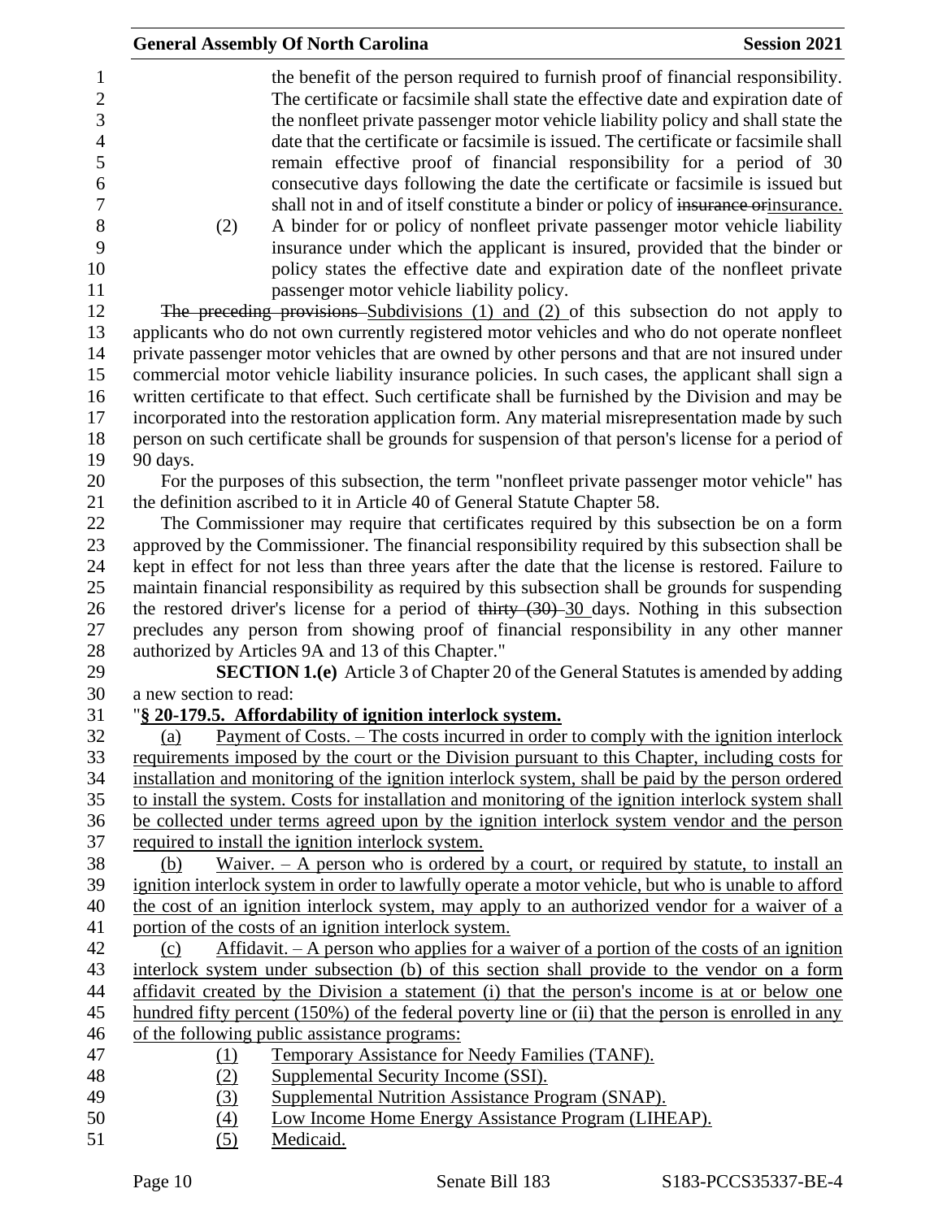the benefit of the person required to furnish proof of financial responsibility. The certificate or facsimile shall state the effective date and expiration date of the nonfleet private passenger motor vehicle liability policy and shall state the date that the certificate or facsimile is issued. The certificate or facsimile shall remain effective proof of financial responsibility for a period of 30 consecutive days following the date the certificate or facsimile is issued but shall not in and of itself constitute a binder or policy of ~~insurance or~~insurance.

(2) A binder for or policy of nonfleet private passenger motor vehicle liability insurance under which the applicant is insured, provided that the binder or policy states the effective date and expiration date of the nonfleet private passenger motor vehicle liability policy.

~~The preceding provisions~~ Subdivisions (1) and (2) of this subsection do not apply to applicants who do not own currently registered motor vehicles and who do not operate nonfleet private passenger motor vehicles that are owned by other persons and that are not insured under commercial motor vehicle liability insurance policies. In such cases, the applicant shall sign a written certificate to that effect. Such certificate shall be furnished by the Division and may be incorporated into the restoration application form. Any material misrepresentation made by such person on such certificate shall be grounds for suspension of that person's license for a period of 90 days.

For the purposes of this subsection, the term "nonfleet private passenger motor vehicle" has the definition ascribed to it in Article 40 of General Statute Chapter 58.

The Commissioner may require that certificates required by this subsection be on a form approved by the Commissioner. The financial responsibility required by this subsection shall be kept in effect for not less than three years after the date that the license is restored. Failure to maintain financial responsibility as required by this subsection shall be grounds for suspending the restored driver's license for a period of ~~thirty (30)~~ 30 days. Nothing in this subsection precludes any person from showing proof of financial responsibility in any other manner authorized by Articles 9A and 13 of this Chapter."

**SECTION 1.(e)** Article 3 of Chapter 20 of the General Statutes is amended by adding a new section to read:

"**§ 20-179.5. Affordability of ignition interlock system.**

(a) Payment of Costs. – The costs incurred in order to comply with the ignition interlock requirements imposed by the court or the Division pursuant to this Chapter, including costs for installation and monitoring of the ignition interlock system, shall be paid by the person ordered to install the system. Costs for installation and monitoring of the ignition interlock system shall be collected under terms agreed upon by the ignition interlock system vendor and the person required to install the ignition interlock system.

(b) Waiver. – A person who is ordered by a court, or required by statute, to install an ignition interlock system in order to lawfully operate a motor vehicle, but who is unable to afford the cost of an ignition interlock system, may apply to an authorized vendor for a waiver of a portion of the costs of an ignition interlock system.

(c) Affidavit. – A person who applies for a waiver of a portion of the costs of an ignition interlock system under subsection (b) of this section shall provide to the vendor on a form affidavit created by the Division a statement (i) that the person's income is at or below one hundred fifty percent (150%) of the federal poverty line or (ii) that the person is enrolled in any of the following public assistance programs:

(1) Temporary Assistance for Needy Families (TANF).
(2) Supplemental Security Income (SSI).
(3) Supplemental Nutrition Assistance Program (SNAP).
(4) Low Income Home Energy Assistance Program (LIHEAP).
(5) Medicaid.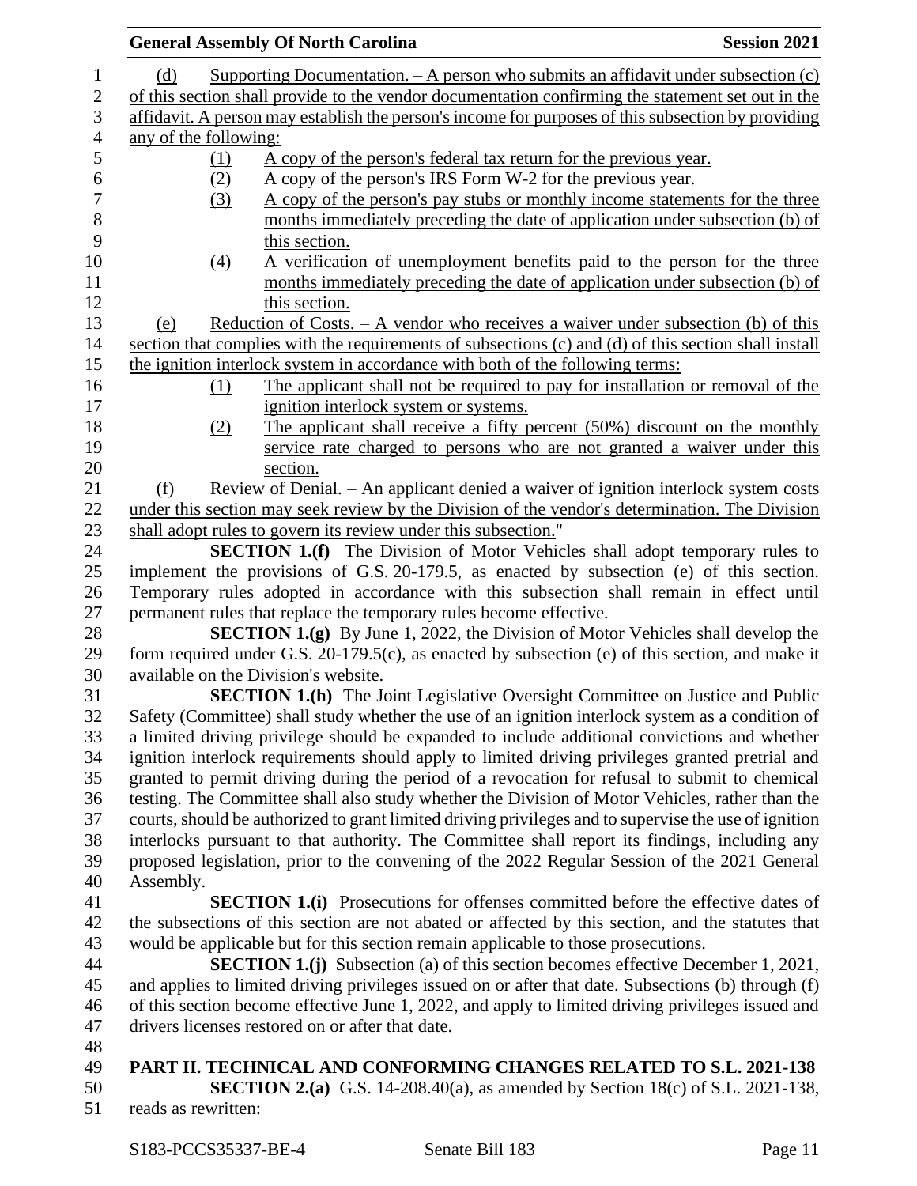(d) Supporting Documentation. – A person who submits an affidavit under subsection (c) of this section shall provide to the vendor documentation confirming the statement set out in the affidavit. A person may establish the person's income for purposes of this subsection by providing any of the following:

(1) A copy of the person's federal tax return for the previous year.

(2) A copy of the person's IRS Form W-2 for the previous year.

(3) A copy of the person's pay stubs or monthly income statements for the three months immediately preceding the date of application under subsection (b) of this section.

(4) A verification of unemployment benefits paid to the person for the three months immediately preceding the date of application under subsection (b) of this section.

(e) Reduction of Costs. – A vendor who receives a waiver under subsection (b) of this section that complies with the requirements of subsections (c) and (d) of this section shall install the ignition interlock system in accordance with both of the following terms:

(1) The applicant shall not be required to pay for installation or removal of the ignition interlock system or systems.

(2) The applicant shall receive a fifty percent (50%) discount on the monthly service rate charged to persons who are not granted a waiver under this section.

(f) Review of Denial. – An applicant denied a waiver of ignition interlock system costs under this section may seek review by the Division of the vendor's determination. The Division shall adopt rules to govern its review under this subsection."

**SECTION 1.(f)** The Division of Motor Vehicles shall adopt temporary rules to implement the provisions of G.S. 20-179.5, as enacted by subsection (e) of this section. Temporary rules adopted in accordance with this subsection shall remain in effect until permanent rules that replace the temporary rules become effective.

**SECTION 1.(g)** By June 1, 2022, the Division of Motor Vehicles shall develop the form required under G.S. 20-179.5(c), as enacted by subsection (e) of this section, and make it available on the Division's website.

**SECTION 1.(h)** The Joint Legislative Oversight Committee on Justice and Public Safety (Committee) shall study whether the use of an ignition interlock system as a condition of a limited driving privilege should be expanded to include additional convictions and whether ignition interlock requirements should apply to limited driving privileges granted pretrial and granted to permit driving during the period of a revocation for refusal to submit to chemical testing. The Committee shall also study whether the Division of Motor Vehicles, rather than the courts, should be authorized to grant limited driving privileges and to supervise the use of ignition interlocks pursuant to that authority. The Committee shall report its findings, including any proposed legislation, prior to the convening of the 2022 Regular Session of the 2021 General Assembly.

**SECTION 1.(i)** Prosecutions for offenses committed before the effective dates of the subsections of this section are not abated or affected by this section, and the statutes that would be applicable but for this section remain applicable to those prosecutions.

**SECTION 1.(j)** Subsection (a) of this section becomes effective December 1, 2021, and applies to limited driving privileges issued on or after that date. Subsections (b) through (f) of this section become effective June 1, 2022, and apply to limited driving privileges issued and drivers licenses restored on or after that date.

## PART II. TECHNICAL AND CONFORMING CHANGES RELATED TO S.L. 2021-138

**SECTION 2.(a)** G.S. 14-208.40(a), as amended by Section 18(c) of S.L. 2021-138, reads as rewritten: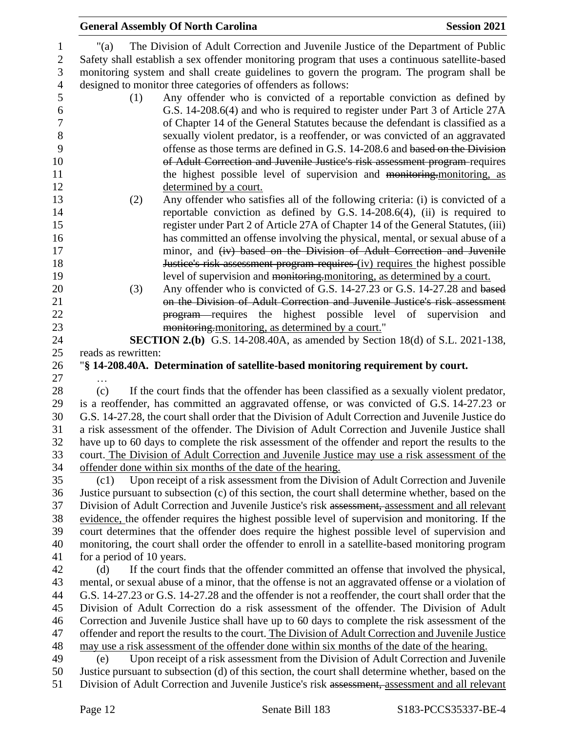"(a) The Division of Adult Correction and Juvenile Justice of the Department of Public Safety shall establish a sex offender monitoring program that uses a continuous satellite-based monitoring system and shall create guidelines to govern the program. The program shall be designed to monitor three categories of offenders as follows:

(1) Any offender who is convicted of a reportable conviction as defined by G.S. 14-208.6(4) and who is required to register under Part 3 of Article 27A of Chapter 14 of the General Statutes because the defendant is classified as a sexually violent predator, is a reoffender, or was convicted of an aggravated offense as those terms are defined in G.S. 14-208.6 and ~~based on the Division of Adult Correction and Juvenile Justice's risk assessment program~~ requires the highest possible level of supervision and ~~monitoring.~~monitoring, as determined by a court.

(2) Any offender who satisfies all of the following criteria: (i) is convicted of a reportable conviction as defined by G.S. 14-208.6(4), (ii) is required to register under Part 2 of Article 27A of Chapter 14 of the General Statutes, (iii) has committed an offense involving the physical, mental, or sexual abuse of a minor, and ~~(iv) based on the Division of Adult Correction and Juvenile Justice's risk assessment program requires~~ (iv) requires the highest possible level of supervision and ~~monitoring.~~monitoring, as determined by a court.

(3) Any offender who is convicted of G.S. 14-27.23 or G.S. 14-27.28 and ~~based on the Division of Adult Correction and Juvenile Justice's risk assessment program~~ requires the highest possible level of supervision and ~~monitoring.~~monitoring, as determined by a court."

**SECTION 2.(b)** G.S. 14-208.40A, as amended by Section 18(d) of S.L. 2021-138, reads as rewritten:

"**§ 14-208.40A. Determination of satellite-based monitoring requirement by court.**

…

(c) If the court finds that the offender has been classified as a sexually violent predator, is a reoffender, has committed an aggravated offense, or was convicted of G.S. 14-27.23 or G.S. 14-27.28, the court shall order that the Division of Adult Correction and Juvenile Justice do a risk assessment of the offender. The Division of Adult Correction and Juvenile Justice shall have up to 60 days to complete the risk assessment of the offender and report the results to the court. The Division of Adult Correction and Juvenile Justice may use a risk assessment of the offender done within six months of the date of the hearing.

(c1) Upon receipt of a risk assessment from the Division of Adult Correction and Juvenile Justice pursuant to subsection (c) of this section, the court shall determine whether, based on the Division of Adult Correction and Juvenile Justice's risk ~~assessment,~~ assessment and all relevant evidence, the offender requires the highest possible level of supervision and monitoring. If the court determines that the offender does require the highest possible level of supervision and monitoring, the court shall order the offender to enroll in a satellite-based monitoring program for a period of 10 years.

(d) If the court finds that the offender committed an offense that involved the physical, mental, or sexual abuse of a minor, that the offense is not an aggravated offense or a violation of G.S. 14-27.23 or G.S. 14-27.28 and the offender is not a reoffender, the court shall order that the Division of Adult Correction do a risk assessment of the offender. The Division of Adult Correction and Juvenile Justice shall have up to 60 days to complete the risk assessment of the offender and report the results to the court. The Division of Adult Correction and Juvenile Justice may use a risk assessment of the offender done within six months of the date of the hearing.

(e) Upon receipt of a risk assessment from the Division of Adult Correction and Juvenile Justice pursuant to subsection (d) of this section, the court shall determine whether, based on the Division of Adult Correction and Juvenile Justice's risk ~~assessment,~~ assessment and all relevant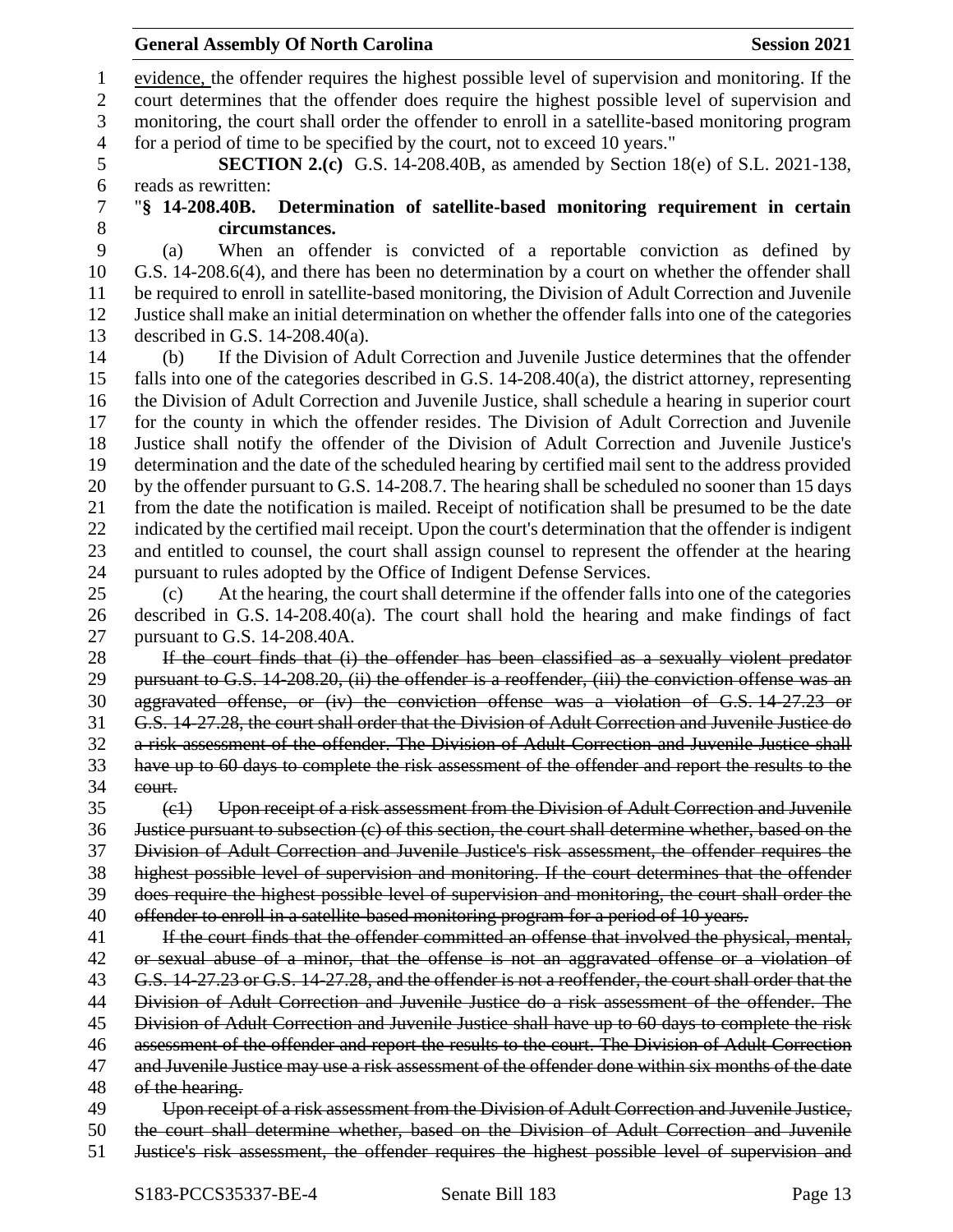evidence, the offender requires the highest possible level of supervision and monitoring. If the court determines that the offender does require the highest possible level of supervision and monitoring, the court shall order the offender to enroll in a satellite-based monitoring program for a period of time to be specified by the court, not to exceed 10 years."

**SECTION 2.(c)** G.S. 14-208.40B, as amended by Section 18(e) of S.L. 2021-138, reads as rewritten:

"**§ 14-208.40B. Determination of satellite-based monitoring requirement in certain circumstances.**

(a) When an offender is convicted of a reportable conviction as defined by G.S. 14-208.6(4), and there has been no determination by a court on whether the offender shall be required to enroll in satellite-based monitoring, the Division of Adult Correction and Juvenile Justice shall make an initial determination on whether the offender falls into one of the categories described in G.S. 14-208.40(a).

(b) If the Division of Adult Correction and Juvenile Justice determines that the offender falls into one of the categories described in G.S. 14-208.40(a), the district attorney, representing the Division of Adult Correction and Juvenile Justice, shall schedule a hearing in superior court for the county in which the offender resides. The Division of Adult Correction and Juvenile Justice shall notify the offender of the Division of Adult Correction and Juvenile Justice's determination and the date of the scheduled hearing by certified mail sent to the address provided by the offender pursuant to G.S. 14-208.7. The hearing shall be scheduled no sooner than 15 days from the date the notification is mailed. Receipt of notification shall be presumed to be the date indicated by the certified mail receipt. Upon the court's determination that the offender is indigent and entitled to counsel, the court shall assign counsel to represent the offender at the hearing pursuant to rules adopted by the Office of Indigent Defense Services.

(c) At the hearing, the court shall determine if the offender falls into one of the categories described in G.S. 14-208.40(a). The court shall hold the hearing and make findings of fact pursuant to G.S. 14-208.40A.

~~If the court finds that (i) the offender has been classified as a sexually violent predator pursuant to G.S. 14-208.20, (ii) the offender is a reoffender, (iii) the conviction offense was an aggravated offense, or (iv) the conviction offense was a violation of G.S. 14-27.23 or G.S. 14-27.28, the court shall order that the Division of Adult Correction and Juvenile Justice do a risk assessment of the offender. The Division of Adult Correction and Juvenile Justice shall have up to 60 days to complete the risk assessment of the offender and report the results to the court.~~

~~(c1) Upon receipt of a risk assessment from the Division of Adult Correction and Juvenile Justice pursuant to subsection (c) of this section, the court shall determine whether, based on the Division of Adult Correction and Juvenile Justice's risk assessment, the offender requires the highest possible level of supervision and monitoring. If the court determines that the offender does require the highest possible level of supervision and monitoring, the court shall order the offender to enroll in a satellite-based monitoring program for a period of 10 years.~~

~~If the court finds that the offender committed an offense that involved the physical, mental, or sexual abuse of a minor, that the offense is not an aggravated offense or a violation of G.S. 14-27.23 or G.S. 14-27.28, and the offender is not a reoffender, the court shall order that the Division of Adult Correction and Juvenile Justice do a risk assessment of the offender. The Division of Adult Correction and Juvenile Justice shall have up to 60 days to complete the risk assessment of the offender and report the results to the court. The Division of Adult Correction and Juvenile Justice may use a risk assessment of the offender done within six months of the date of the hearing.~~

~~Upon receipt of a risk assessment from the Division of Adult Correction and Juvenile Justice, the court shall determine whether, based on the Division of Adult Correction and Juvenile Justice's risk assessment, the offender requires the highest possible level of supervision and~~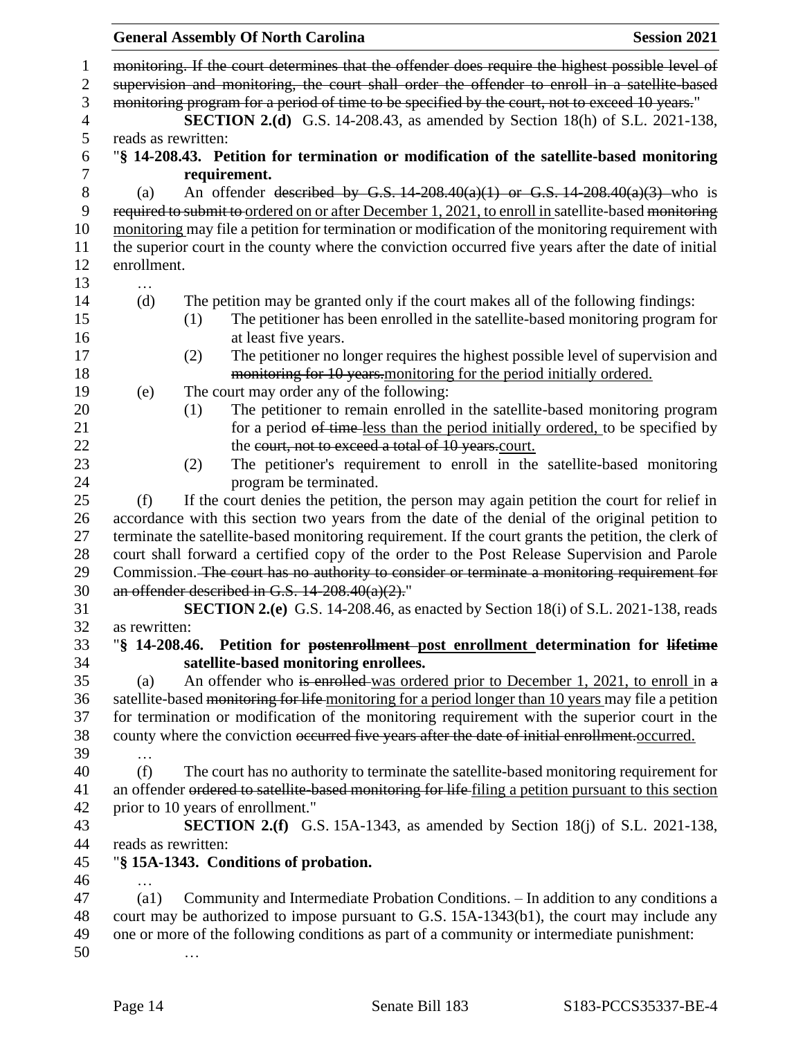monitoring. If the court determines that the offender does require the highest possible level of supervision and monitoring, the court shall order the offender to enroll in a satellite-based monitoring program for a period of time to be specified by the court, not to exceed 10 years."

**SECTION 2.(d)** G.S. 14-208.43, as amended by Section 18(h) of S.L. 2021-138, reads as rewritten:

"**§ 14-208.43. Petition for termination or modification of the satellite-based monitoring requirement.**

(a) An offender described by G.S. 14-208.40(a)(1) or G.S. 14-208.40(a)(3) who is required to submit to ordered on or after December 1, 2021, to enroll in satellite-based monitoring monitoring may file a petition for termination or modification of the monitoring requirement with the superior court in the county where the conviction occurred five years after the date of initial enrollment.

…

(d) The petition may be granted only if the court makes all of the following findings:

(1) The petitioner has been enrolled in the satellite-based monitoring program for at least five years.

(2) The petitioner no longer requires the highest possible level of supervision and monitoring for 10 years.monitoring for the period initially ordered.

(e) The court may order any of the following:

(1) The petitioner to remain enrolled in the satellite-based monitoring program for a period of time less than the period initially ordered, to be specified by the court, not to exceed a total of 10 years.court.

(2) The petitioner's requirement to enroll in the satellite-based monitoring program be terminated.

(f) If the court denies the petition, the person may again petition the court for relief in accordance with this section two years from the date of the denial of the original petition to terminate the satellite-based monitoring requirement. If the court grants the petition, the clerk of court shall forward a certified copy of the order to the Post Release Supervision and Parole Commission. The court has no authority to consider or terminate a monitoring requirement for an offender described in G.S. 14-208.40(a)(2)."

**SECTION 2.(e)** G.S. 14-208.46, as enacted by Section 18(i) of S.L. 2021-138, reads as rewritten:

"**§ 14-208.46. Petition for postenrollment post enrollment determination for lifetime satellite-based monitoring enrollees.**

(a) An offender who is enrolled was ordered prior to December 1, 2021, to enroll in a satellite-based monitoring for life monitoring for a period longer than 10 years may file a petition for termination or modification of the monitoring requirement with the superior court in the county where the conviction occurred five years after the date of initial enrollment.occurred.

…

(f) The court has no authority to terminate the satellite-based monitoring requirement for an offender ordered to satellite-based monitoring for life filing a petition pursuant to this section prior to 10 years of enrollment."

**SECTION 2.(f)** G.S. 15A-1343, as amended by Section 18(j) of S.L. 2021-138, reads as rewritten:

"**§ 15A-1343. Conditions of probation.**

…

(a1) Community and Intermediate Probation Conditions. – In addition to any conditions a court may be authorized to impose pursuant to G.S. 15A-1343(b1), the court may include any one or more of the following conditions as part of a community or intermediate punishment:

…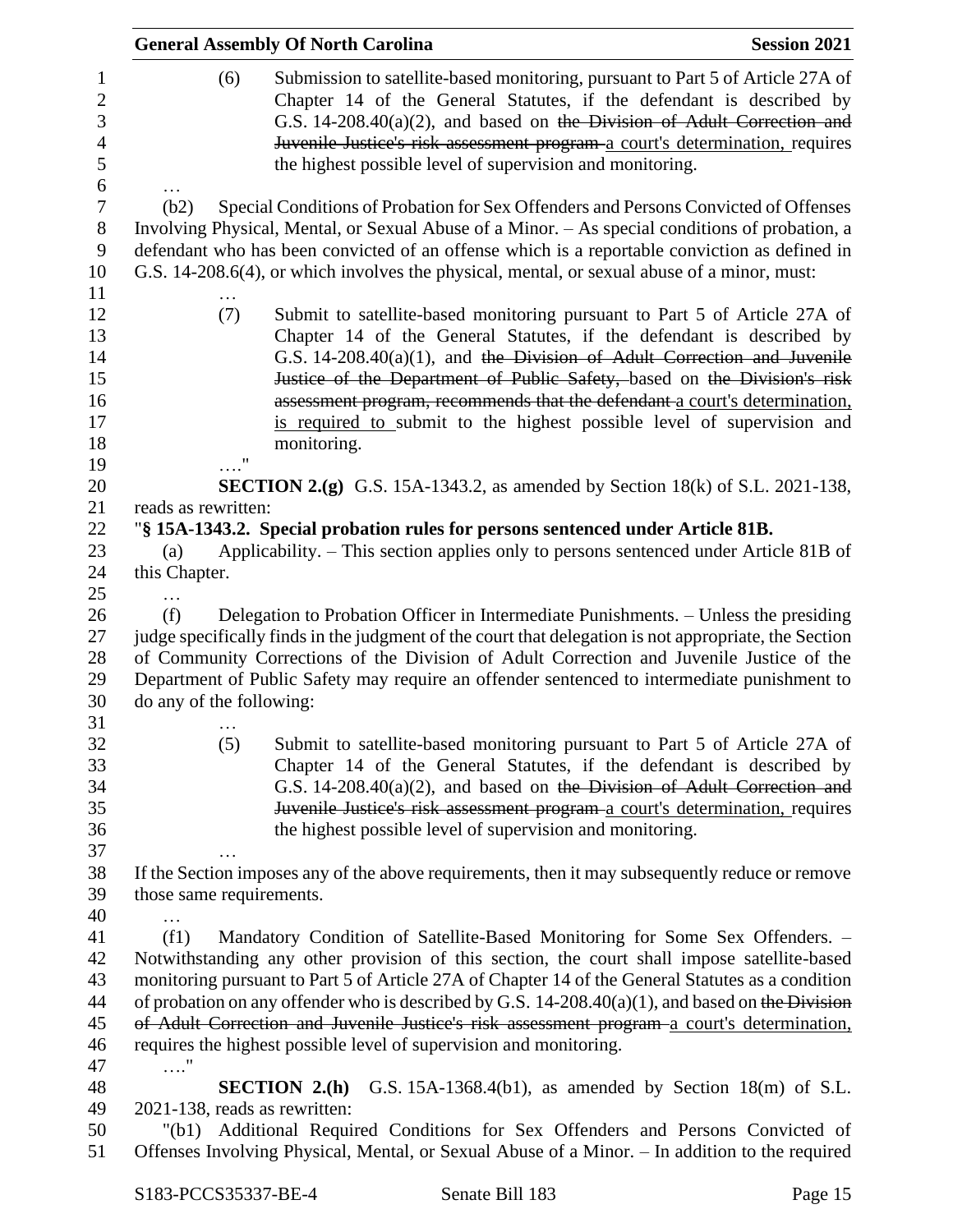(6) Submission to satellite-based monitoring, pursuant to Part 5 of Article 27A of Chapter 14 of the General Statutes, if the defendant is described by G.S. 14-208.40(a)(2), and based on ~~the Division of Adult Correction and Juvenile Justice's risk assessment program~~ <u>a court's determination,</u> requires the highest possible level of supervision and monitoring.

…

(b2) Special Conditions of Probation for Sex Offenders and Persons Convicted of Offenses Involving Physical, Mental, or Sexual Abuse of a Minor. – As special conditions of probation, a defendant who has been convicted of an offense which is a reportable conviction as defined in G.S. 14-208.6(4), or which involves the physical, mental, or sexual abuse of a minor, must:

…

(7) Submit to satellite-based monitoring pursuant to Part 5 of Article 27A of Chapter 14 of the General Statutes, if the defendant is described by G.S. 14-208.40(a)(1), and ~~the Division of Adult Correction and Juvenile Justice of the Department of Public Safety,~~ based on ~~the Division's risk assessment program, recommends that the defendant~~ <u>a court's determination, is required to</u> submit to the highest possible level of supervision and monitoring.

…."

**SECTION 2.(g)** G.S. 15A-1343.2, as amended by Section 18(k) of S.L. 2021-138, reads as rewritten:

"**§ 15A-1343.2. Special probation rules for persons sentenced under Article 81B.**

(a) Applicability. – This section applies only to persons sentenced under Article 81B of this Chapter.

…

(f) Delegation to Probation Officer in Intermediate Punishments. – Unless the presiding judge specifically finds in the judgment of the court that delegation is not appropriate, the Section of Community Corrections of the Division of Adult Correction and Juvenile Justice of the Department of Public Safety may require an offender sentenced to intermediate punishment to do any of the following:

…

(5) Submit to satellite-based monitoring pursuant to Part 5 of Article 27A of Chapter 14 of the General Statutes, if the defendant is described by G.S. 14-208.40(a)(2), and based on ~~the Division of Adult Correction and Juvenile Justice's risk assessment program~~ <u>a court's determination,</u> requires the highest possible level of supervision and monitoring.

…

If the Section imposes any of the above requirements, then it may subsequently reduce or remove those same requirements.

…

(f1) Mandatory Condition of Satellite-Based Monitoring for Some Sex Offenders. – Notwithstanding any other provision of this section, the court shall impose satellite-based monitoring pursuant to Part 5 of Article 27A of Chapter 14 of the General Statutes as a condition of probation on any offender who is described by G.S. 14-208.40(a)(1), and based on ~~the Division of Adult Correction and Juvenile Justice's risk assessment program~~ <u>a court's determination,</u> requires the highest possible level of supervision and monitoring.

…."

**SECTION 2.(h)** G.S. 15A-1368.4(b1), as amended by Section 18(m) of S.L. 2021-138, reads as rewritten:

"(b1) Additional Required Conditions for Sex Offenders and Persons Convicted of Offenses Involving Physical, Mental, or Sexual Abuse of a Minor. – In addition to the required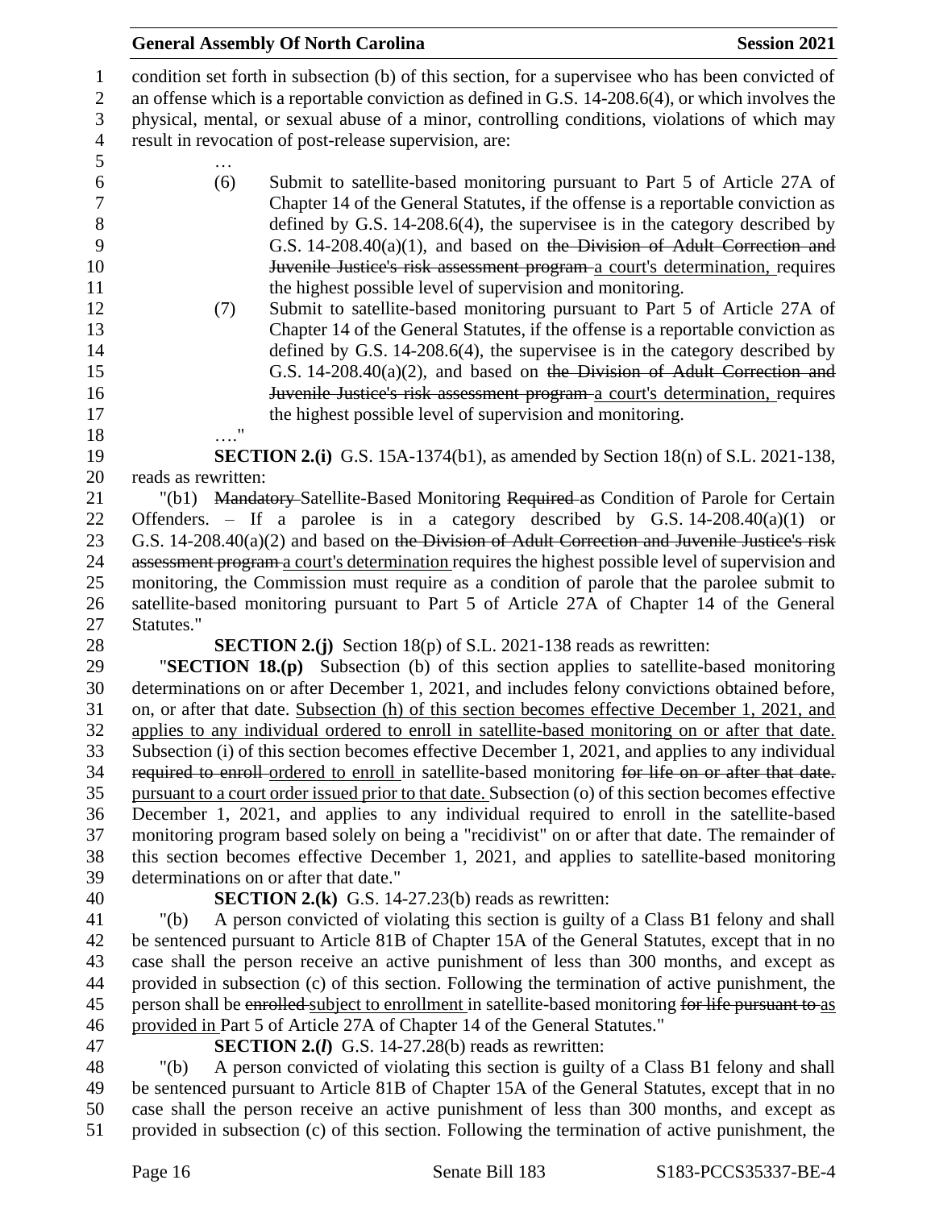condition set forth in subsection (b) of this section, for a supervisee who has been convicted of an offense which is a reportable conviction as defined in G.S. 14-208.6(4), or which involves the physical, mental, or sexual abuse of a minor, controlling conditions, violations of which may result in revocation of post-release supervision, are:

…

(6) Submit to satellite-based monitoring pursuant to Part 5 of Article 27A of Chapter 14 of the General Statutes, if the offense is a reportable conviction as defined by G.S. 14-208.6(4), the supervisee is in the category described by G.S. 14-208.40(a)(1), and based on ~~the Division of Adult Correction and Juvenile Justice's risk assessment program~~ a court's determination, requires the highest possible level of supervision and monitoring.

(7) Submit to satellite-based monitoring pursuant to Part 5 of Article 27A of Chapter 14 of the General Statutes, if the offense is a reportable conviction as defined by G.S. 14-208.6(4), the supervisee is in the category described by G.S. 14-208.40(a)(2), and based on ~~the Division of Adult Correction and Juvenile Justice's risk assessment program~~ a court's determination, requires the highest possible level of supervision and monitoring.

…."

**SECTION 2.(i)** G.S. 15A-1374(b1), as amended by Section 18(n) of S.L. 2021-138, reads as rewritten:

"(b1) ~~Mandatory~~ Satellite-Based Monitoring ~~Required~~ as Condition of Parole for Certain Offenders. – If a parolee is in a category described by G.S. 14-208.40(a)(1) or G.S. 14-208.40(a)(2) and based on ~~the Division of Adult Correction and Juvenile Justice's risk assessment program~~ a court's determination requires the highest possible level of supervision and monitoring, the Commission must require as a condition of parole that the parolee submit to satellite-based monitoring pursuant to Part 5 of Article 27A of Chapter 14 of the General Statutes."

**SECTION 2.(j)** Section 18(p) of S.L. 2021-138 reads as rewritten:

"**SECTION 18.(p)** Subsection (b) of this section applies to satellite-based monitoring determinations on or after December 1, 2021, and includes felony convictions obtained before, on, or after that date. Subsection (h) of this section becomes effective December 1, 2021, and applies to any individual ordered to enroll in satellite-based monitoring on or after that date. Subsection (i) of this section becomes effective December 1, 2021, and applies to any individual ~~required to enroll~~ ordered to enroll in satellite-based monitoring ~~for life on or after that date.~~ pursuant to a court order issued prior to that date. Subsection (o) of this section becomes effective December 1, 2021, and applies to any individual required to enroll in the satellite-based monitoring program based solely on being a "recidivist" on or after that date. The remainder of this section becomes effective December 1, 2021, and applies to satellite-based monitoring determinations on or after that date."

**SECTION 2.(k)** G.S. 14-27.23(b) reads as rewritten:

"(b) A person convicted of violating this section is guilty of a Class B1 felony and shall be sentenced pursuant to Article 81B of Chapter 15A of the General Statutes, except that in no case shall the person receive an active punishment of less than 300 months, and except as provided in subsection (c) of this section. Following the termination of active punishment, the person shall be ~~enrolled~~ subject to enrollment in satellite-based monitoring ~~for life pursuant to~~ as provided in Part 5 of Article 27A of Chapter 14 of the General Statutes."

**SECTION 2.(*l*)** G.S. 14-27.28(b) reads as rewritten:

"(b) A person convicted of violating this section is guilty of a Class B1 felony and shall be sentenced pursuant to Article 81B of Chapter 15A of the General Statutes, except that in no case shall the person receive an active punishment of less than 300 months, and except as provided in subsection (c) of this section. Following the termination of active punishment, the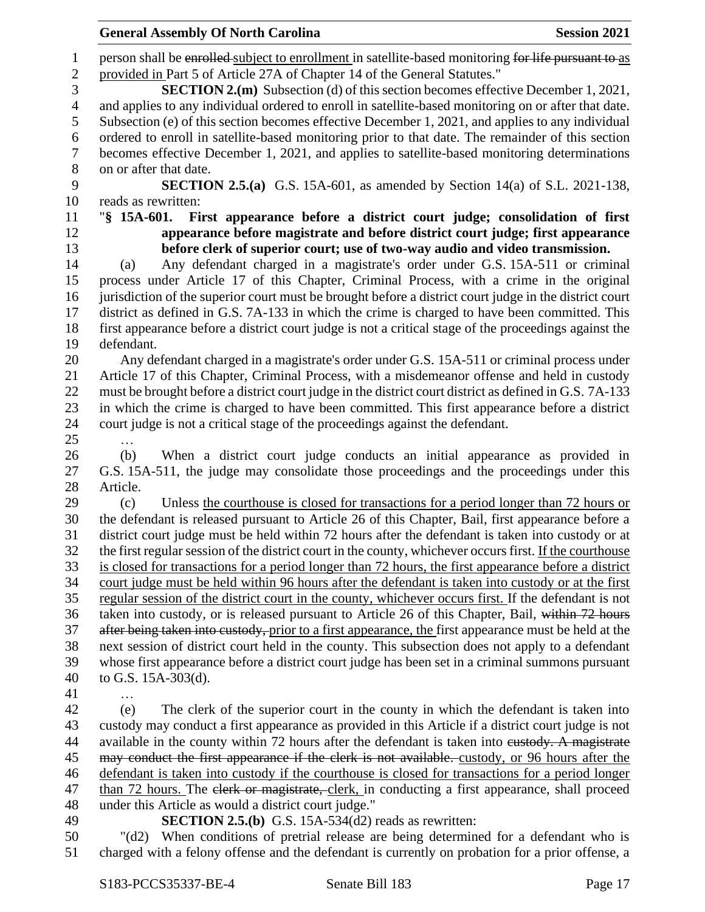person shall be ~~enrolled~~ subject to enrollment in satellite-based monitoring ~~for life pursuant to~~ as provided in Part 5 of Article 27A of Chapter 14 of the General Statutes."

**SECTION 2.(m)** Subsection (d) of this section becomes effective December 1, 2021, and applies to any individual ordered to enroll in satellite-based monitoring on or after that date. Subsection (e) of this section becomes effective December 1, 2021, and applies to any individual ordered to enroll in satellite-based monitoring prior to that date. The remainder of this section becomes effective December 1, 2021, and applies to satellite-based monitoring determinations on or after that date.

**SECTION 2.5.(a)** G.S. 15A-601, as amended by Section 14(a) of S.L. 2021-138, reads as rewritten:

"**§ 15A-601. First appearance before a district court judge; consolidation of first appearance before magistrate and before district court judge; first appearance before clerk of superior court; use of two-way audio and video transmission.**

(a) Any defendant charged in a magistrate's order under G.S. 15A-511 or criminal process under Article 17 of this Chapter, Criminal Process, with a crime in the original jurisdiction of the superior court must be brought before a district court judge in the district court district as defined in G.S. 7A-133 in which the crime is charged to have been committed. This first appearance before a district court judge is not a critical stage of the proceedings against the defendant.

Any defendant charged in a magistrate's order under G.S. 15A-511 or criminal process under Article 17 of this Chapter, Criminal Process, with a misdemeanor offense and held in custody must be brought before a district court judge in the district court district as defined in G.S. 7A-133 in which the crime is charged to have been committed. This first appearance before a district court judge is not a critical stage of the proceedings against the defendant.

…

(b) When a district court judge conducts an initial appearance as provided in G.S. 15A-511, the judge may consolidate those proceedings and the proceedings under this Article.

(c) Unless the courthouse is closed for transactions for a period longer than 72 hours or the defendant is released pursuant to Article 26 of this Chapter, Bail, first appearance before a district court judge must be held within 72 hours after the defendant is taken into custody or at the first regular session of the district court in the county, whichever occurs first. If the courthouse is closed for transactions for a period longer than 72 hours, the first appearance before a district court judge must be held within 96 hours after the defendant is taken into custody or at the first regular session of the district court in the county, whichever occurs first. If the defendant is not taken into custody, or is released pursuant to Article 26 of this Chapter, Bail, ~~within 72 hours after being taken into custody,~~ prior to a first appearance, the first appearance must be held at the next session of district court held in the county. This subsection does not apply to a defendant whose first appearance before a district court judge has been set in a criminal summons pursuant to G.S. 15A-303(d).

…

(e) The clerk of the superior court in the county in which the defendant is taken into custody may conduct a first appearance as provided in this Article if a district court judge is not available in the county within 72 hours after the defendant is taken into ~~custody. A magistrate may conduct the first appearance if the clerk is not available.~~ custody, or 96 hours after the defendant is taken into custody if the courthouse is closed for transactions for a period longer than 72 hours. The ~~clerk or magistrate,~~ clerk, in conducting a first appearance, shall proceed under this Article as would a district court judge."

**SECTION 2.5.(b)** G.S. 15A-534(d2) reads as rewritten:

"(d2) When conditions of pretrial release are being determined for a defendant who is charged with a felony offense and the defendant is currently on probation for a prior offense, a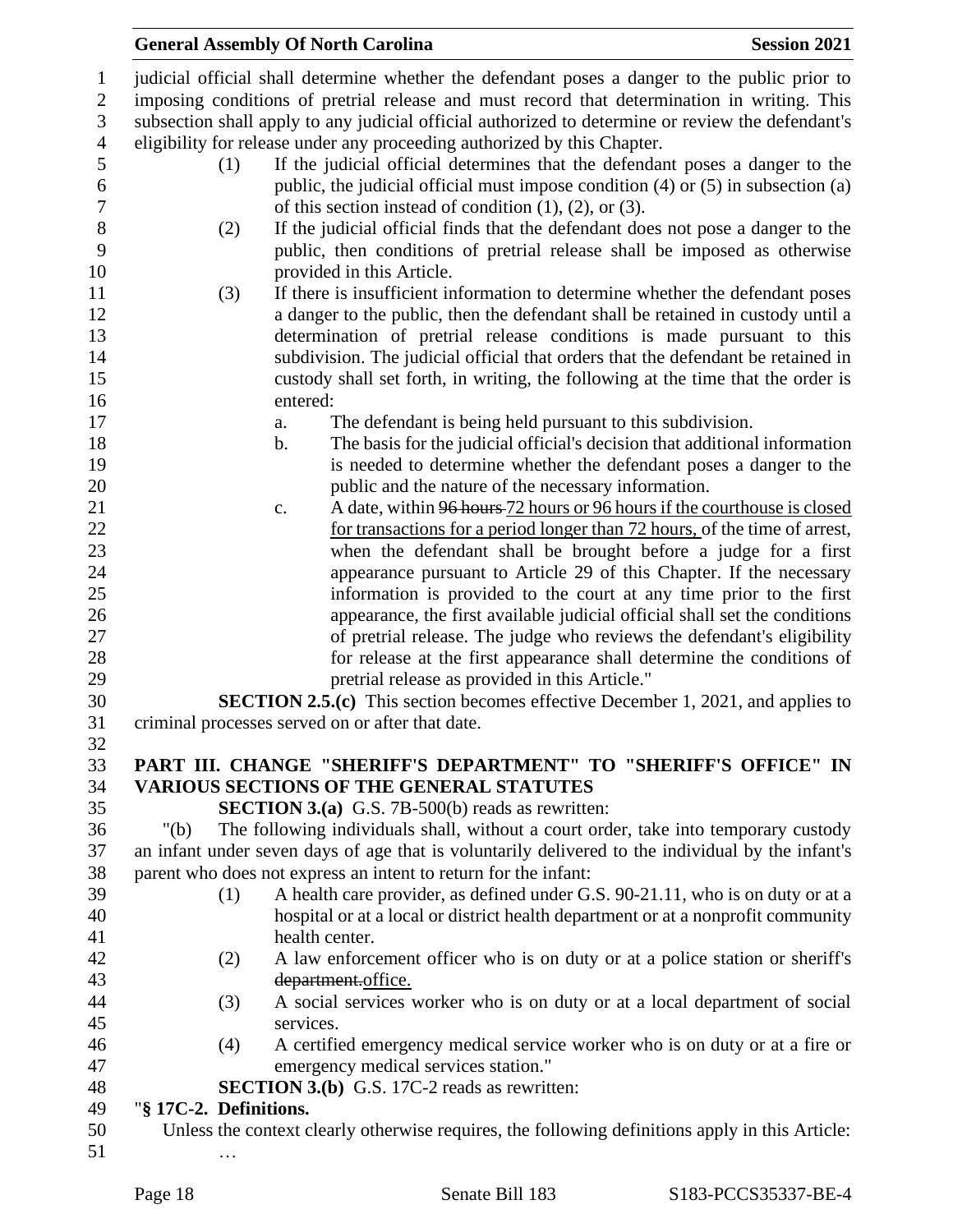judicial official shall determine whether the defendant poses a danger to the public prior to imposing conditions of pretrial release and must record that determination in writing. This subsection shall apply to any judicial official authorized to determine or review the defendant's eligibility for release under any proceeding authorized by this Chapter.

(1) If the judicial official determines that the defendant poses a danger to the public, the judicial official must impose condition (4) or (5) in subsection (a) of this section instead of condition (1), (2), or (3).

(2) If the judicial official finds that the defendant does not pose a danger to the public, then conditions of pretrial release shall be imposed as otherwise provided in this Article.

(3) If there is insufficient information to determine whether the defendant poses a danger to the public, then the defendant shall be retained in custody until a determination of pretrial release conditions is made pursuant to this subdivision. The judicial official that orders that the defendant be retained in custody shall set forth, in writing, the following at the time that the order is entered:

a. The defendant is being held pursuant to this subdivision.

b. The basis for the judicial official's decision that additional information is needed to determine whether the defendant poses a danger to the public and the nature of the necessary information.

c. A date, within ~~96 hours~~ 72 hours or 96 hours if the courthouse is closed for transactions for a period longer than 72 hours, of the time of arrest, when the defendant shall be brought before a judge for a first appearance pursuant to Article 29 of this Chapter. If the necessary information is provided to the court at any time prior to the first appearance, the first available judicial official shall set the conditions of pretrial release. The judge who reviews the defendant's eligibility for release at the first appearance shall determine the conditions of pretrial release as provided in this Article."

**SECTION 2.5.(c)** This section becomes effective December 1, 2021, and applies to criminal processes served on or after that date.

**PART III. CHANGE "SHERIFF'S DEPARTMENT" TO "SHERIFF'S OFFICE" IN VARIOUS SECTIONS OF THE GENERAL STATUTES**

**SECTION 3.(a)** G.S. 7B-500(b) reads as rewritten:

"(b) The following individuals shall, without a court order, take into temporary custody an infant under seven days of age that is voluntarily delivered to the individual by the infant's parent who does not express an intent to return for the infant:

(1) A health care provider, as defined under G.S. 90-21.11, who is on duty or at a hospital or at a local or district health department or at a nonprofit community health center.

(2) A law enforcement officer who is on duty or at a police station or sheriff's ~~department.~~office.

(3) A social services worker who is on duty or at a local department of social services.

(4) A certified emergency medical service worker who is on duty or at a fire or emergency medical services station."

**SECTION 3.(b)** G.S. 17C-2 reads as rewritten:

"**§ 17C-2. Definitions.**

Unless the context clearly otherwise requires, the following definitions apply in this Article:

…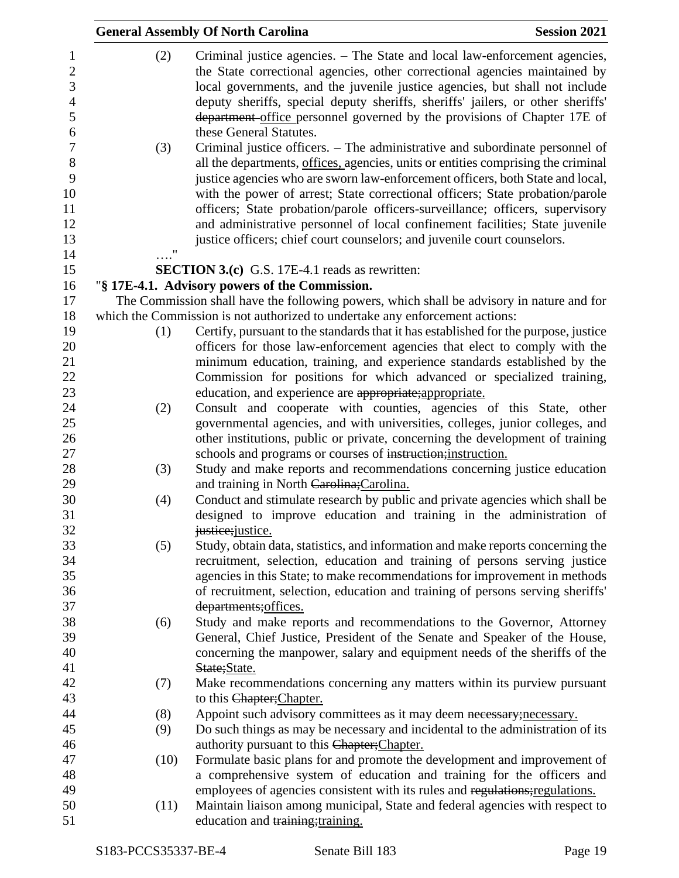(2) Criminal justice agencies. – The State and local law-enforcement agencies, the State correctional agencies, other correctional agencies maintained by local governments, and the juvenile justice agencies, but shall not include deputy sheriffs, special deputy sheriffs, sheriffs' jailers, or other sheriffs' ~~department~~ office personnel governed by the provisions of Chapter 17E of these General Statutes.

(3) Criminal justice officers. – The administrative and subordinate personnel of all the departments, offices, agencies, units or entities comprising the criminal justice agencies who are sworn law-enforcement officers, both State and local, with the power of arrest; State correctional officers; State probation/parole officers; State probation/parole officers-surveillance; officers, supervisory and administrative personnel of local confinement facilities; State juvenile justice officers; chief court counselors; and juvenile court counselors.

…."

**SECTION 3.(c)** G.S. 17E-4.1 reads as rewritten:

"**§ 17E-4.1. Advisory powers of the Commission.**

The Commission shall have the following powers, which shall be advisory in nature and for which the Commission is not authorized to undertake any enforcement actions:

(1) Certify, pursuant to the standards that it has established for the purpose, justice officers for those law-enforcement agencies that elect to comply with the minimum education, training, and experience standards established by the Commission for positions for which advanced or specialized training, education, and experience are ~~appropriate;~~appropriate.

(2) Consult and cooperate with counties, agencies of this State, other governmental agencies, and with universities, colleges, junior colleges, and other institutions, public or private, concerning the development of training schools and programs or courses of ~~instruction;~~instruction.

(3) Study and make reports and recommendations concerning justice education and training in North ~~Carolina;~~Carolina.

(4) Conduct and stimulate research by public and private agencies which shall be designed to improve education and training in the administration of ~~justice;~~justice.

(5) Study, obtain data, statistics, and information and make reports concerning the recruitment, selection, education and training of persons serving justice agencies in this State; to make recommendations for improvement in methods of recruitment, selection, education and training of persons serving sheriffs' ~~departments;~~offices.

(6) Study and make reports and recommendations to the Governor, Attorney General, Chief Justice, President of the Senate and Speaker of the House, concerning the manpower, salary and equipment needs of the sheriffs of the ~~State;~~State.

(7) Make recommendations concerning any matters within its purview pursuant to this ~~Chapter;~~Chapter.

(8) Appoint such advisory committees as it may deem ~~necessary;~~necessary.

(9) Do such things as may be necessary and incidental to the administration of its authority pursuant to this ~~Chapter;~~Chapter.

(10) Formulate basic plans for and promote the development and improvement of a comprehensive system of education and training for the officers and employees of agencies consistent with its rules and ~~regulations;~~regulations.

(11) Maintain liaison among municipal, State and federal agencies with respect to education and ~~training;~~training.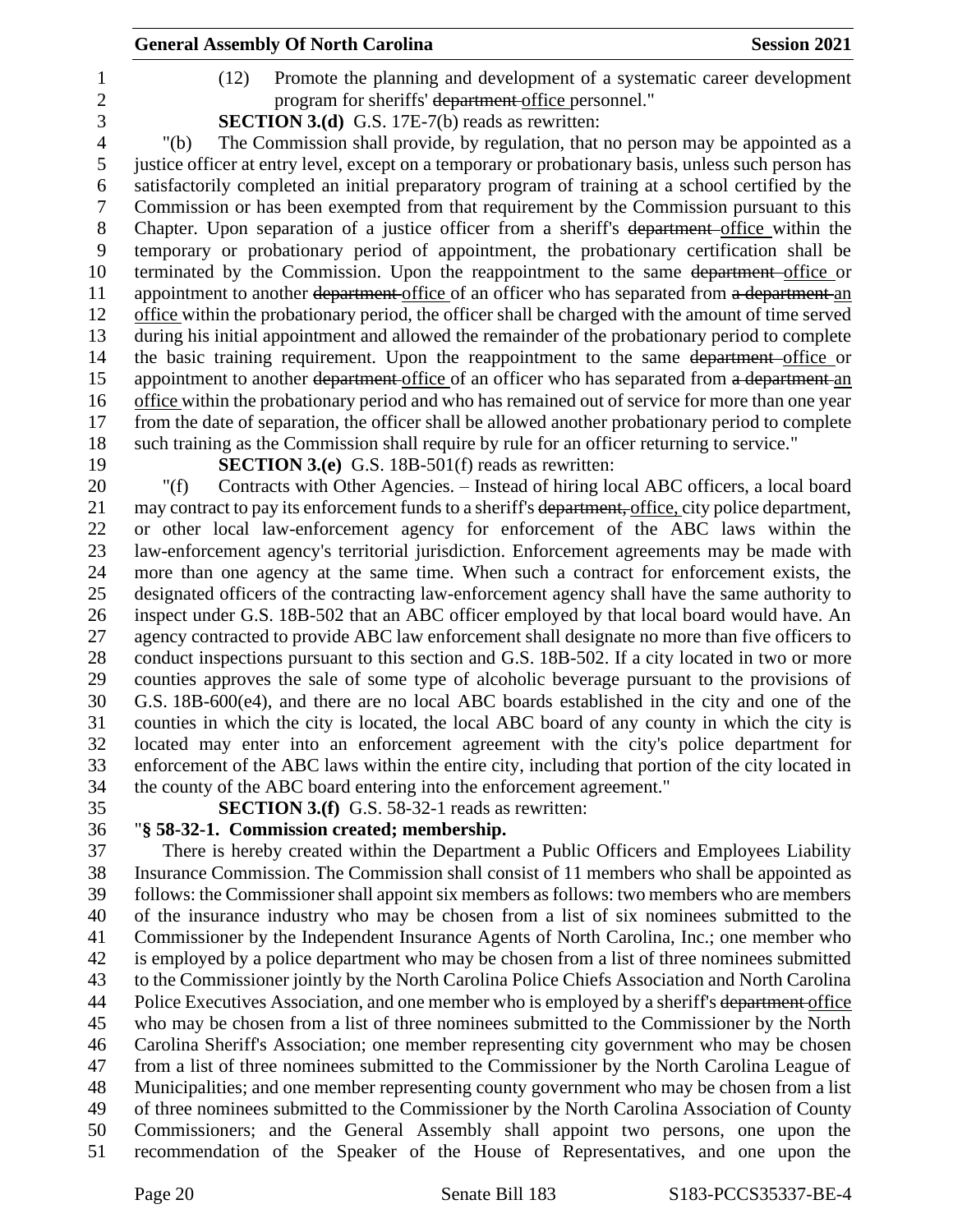(12) Promote the planning and development of a systematic career development program for sheriffs' ~~department~~ office personnel."

**SECTION 3.(d)** G.S. 17E-7(b) reads as rewritten:

"(b) The Commission shall provide, by regulation, that no person may be appointed as a justice officer at entry level, except on a temporary or probationary basis, unless such person has satisfactorily completed an initial preparatory program of training at a school certified by the Commission or has been exempted from that requirement by the Commission pursuant to this Chapter. Upon separation of a justice officer from a sheriff's ~~department~~ office within the temporary or probationary period of appointment, the probationary certification shall be terminated by the Commission. Upon the reappointment to the same ~~department~~ office or appointment to another ~~department~~ office of an officer who has separated from ~~a department~~ an office within the probationary period, the officer shall be charged with the amount of time served during his initial appointment and allowed the remainder of the probationary period to complete the basic training requirement. Upon the reappointment to the same ~~department~~ office or appointment to another ~~department~~ office of an officer who has separated from ~~a department~~ an office within the probationary period and who has remained out of service for more than one year from the date of separation, the officer shall be allowed another probationary period to complete such training as the Commission shall require by rule for an officer returning to service."

**SECTION 3.(e)** G.S. 18B-501(f) reads as rewritten:

"(f) Contracts with Other Agencies. – Instead of hiring local ABC officers, a local board may contract to pay its enforcement funds to a sheriff's ~~department,~~ office, city police department, or other local law-enforcement agency for enforcement of the ABC laws within the law-enforcement agency's territorial jurisdiction. Enforcement agreements may be made with more than one agency at the same time. When such a contract for enforcement exists, the designated officers of the contracting law-enforcement agency shall have the same authority to inspect under G.S. 18B-502 that an ABC officer employed by that local board would have. An agency contracted to provide ABC law enforcement shall designate no more than five officers to conduct inspections pursuant to this section and G.S. 18B-502. If a city located in two or more counties approves the sale of some type of alcoholic beverage pursuant to the provisions of G.S. 18B-600(e4), and there are no local ABC boards established in the city and one of the counties in which the city is located, the local ABC board of any county in which the city is located may enter into an enforcement agreement with the city's police department for enforcement of the ABC laws within the entire city, including that portion of the city located in the county of the ABC board entering into the enforcement agreement."

**SECTION 3.(f)** G.S. 58-32-1 reads as rewritten:

"**§ 58-32-1. Commission created; membership.**

There is hereby created within the Department a Public Officers and Employees Liability Insurance Commission. The Commission shall consist of 11 members who shall be appointed as follows: the Commissioner shall appoint six members as follows: two members who are members of the insurance industry who may be chosen from a list of six nominees submitted to the Commissioner by the Independent Insurance Agents of North Carolina, Inc.; one member who is employed by a police department who may be chosen from a list of three nominees submitted to the Commissioner jointly by the North Carolina Police Chiefs Association and North Carolina Police Executives Association, and one member who is employed by a sheriff's ~~department~~ office who may be chosen from a list of three nominees submitted to the Commissioner by the North Carolina Sheriff's Association; one member representing city government who may be chosen from a list of three nominees submitted to the Commissioner by the North Carolina League of Municipalities; and one member representing county government who may be chosen from a list of three nominees submitted to the Commissioner by the North Carolina Association of County Commissioners; and the General Assembly shall appoint two persons, one upon the recommendation of the Speaker of the House of Representatives, and one upon the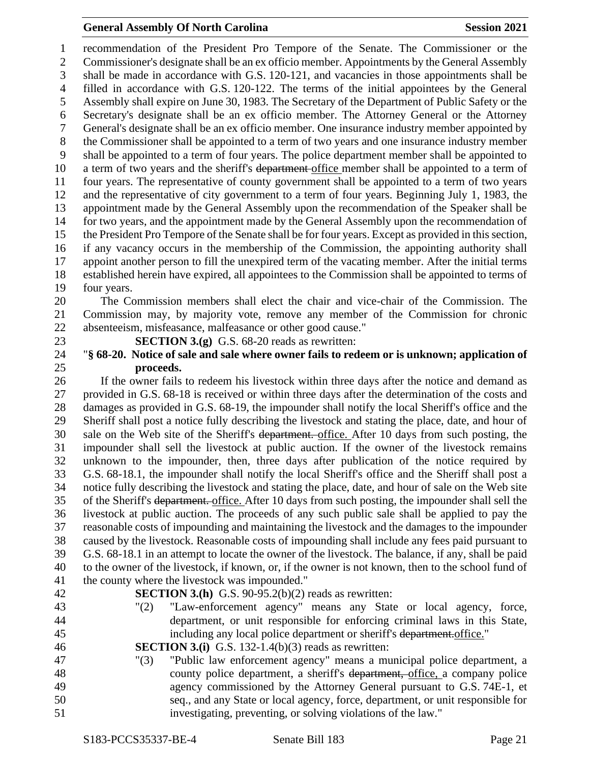recommendation of the President Pro Tempore of the Senate. The Commissioner or the Commissioner's designate shall be an ex officio member. Appointments by the General Assembly shall be made in accordance with G.S. 120-121, and vacancies in those appointments shall be filled in accordance with G.S. 120-122. The terms of the initial appointees by the General Assembly shall expire on June 30, 1983. The Secretary of the Department of Public Safety or the Secretary's designate shall be an ex officio member. The Attorney General or the Attorney General's designate shall be an ex officio member. One insurance industry member appointed by the Commissioner shall be appointed to a term of two years and one insurance industry member shall be appointed to a term of four years. The police department member shall be appointed to a term of two years and the sheriff's ~~department~~ office member shall be appointed to a term of four years. The representative of county government shall be appointed to a term of two years and the representative of city government to a term of four years. Beginning July 1, 1983, the appointment made by the General Assembly upon the recommendation of the Speaker shall be for two years, and the appointment made by the General Assembly upon the recommendation of the President Pro Tempore of the Senate shall be for four years. Except as provided in this section, if any vacancy occurs in the membership of the Commission, the appointing authority shall appoint another person to fill the unexpired term of the vacating member. After the initial terms established herein have expired, all appointees to the Commission shall be appointed to terms of four years.

The Commission members shall elect the chair and vice-chair of the Commission. The Commission may, by majority vote, remove any member of the Commission for chronic absenteeism, misfeasance, malfeasance or other good cause."

**SECTION 3.(g)** G.S. 68-20 reads as rewritten:

"**§ 68-20. Notice of sale and sale where owner fails to redeem or is unknown; application of proceeds.**

If the owner fails to redeem his livestock within three days after the notice and demand as provided in G.S. 68-18 is received or within three days after the determination of the costs and damages as provided in G.S. 68-19, the impounder shall notify the local Sheriff's office and the Sheriff shall post a notice fully describing the livestock and stating the place, date, and hour of sale on the Web site of the Sheriff's ~~department.~~ office. After 10 days from such posting, the impounder shall sell the livestock at public auction. If the owner of the livestock remains unknown to the impounder, then, three days after publication of the notice required by G.S. 68-18.1, the impounder shall notify the local Sheriff's office and the Sheriff shall post a notice fully describing the livestock and stating the place, date, and hour of sale on the Web site of the Sheriff's ~~department.~~ office. After 10 days from such posting, the impounder shall sell the livestock at public auction. The proceeds of any such public sale shall be applied to pay the reasonable costs of impounding and maintaining the livestock and the damages to the impounder caused by the livestock. Reasonable costs of impounding shall include any fees paid pursuant to G.S. 68-18.1 in an attempt to locate the owner of the livestock. The balance, if any, shall be paid to the owner of the livestock, if known, or, if the owner is not known, then to the school fund of the county where the livestock was impounded."

**SECTION 3.(h)** G.S. 90-95.2(b)(2) reads as rewritten:

"(2) "Law-enforcement agency" means any State or local agency, force, department, or unit responsible for enforcing criminal laws in this State, including any local police department or sheriff's ~~department.~~office."

**SECTION 3.(i)** G.S. 132-1.4(b)(3) reads as rewritten:

"(3) "Public law enforcement agency" means a municipal police department, a county police department, a sheriff's ~~department,~~ office, a company police agency commissioned by the Attorney General pursuant to G.S. 74E-1, et seq., and any State or local agency, force, department, or unit responsible for investigating, preventing, or solving violations of the law."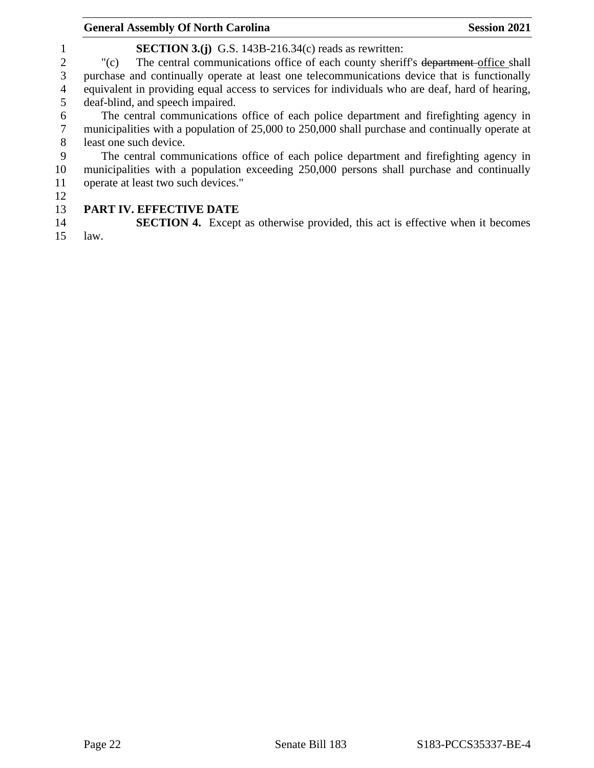**SECTION 3.(j)** G.S. 143B-216.34(c) reads as rewritten:

"(c) The central communications office of each county sheriff's ~~department~~ office shall purchase and continually operate at least one telecommunications device that is functionally equivalent in providing equal access to services for individuals who are deaf, hard of hearing, deaf-blind, and speech impaired.

The central communications office of each police department and firefighting agency in municipalities with a population of 25,000 to 250,000 shall purchase and continually operate at least one such device.

The central communications office of each police department and firefighting agency in municipalities with a population exceeding 250,000 persons shall purchase and continually operate at least two such devices."

## PART IV. EFFECTIVE DATE

**SECTION 4.** Except as otherwise provided, this act is effective when it becomes law.